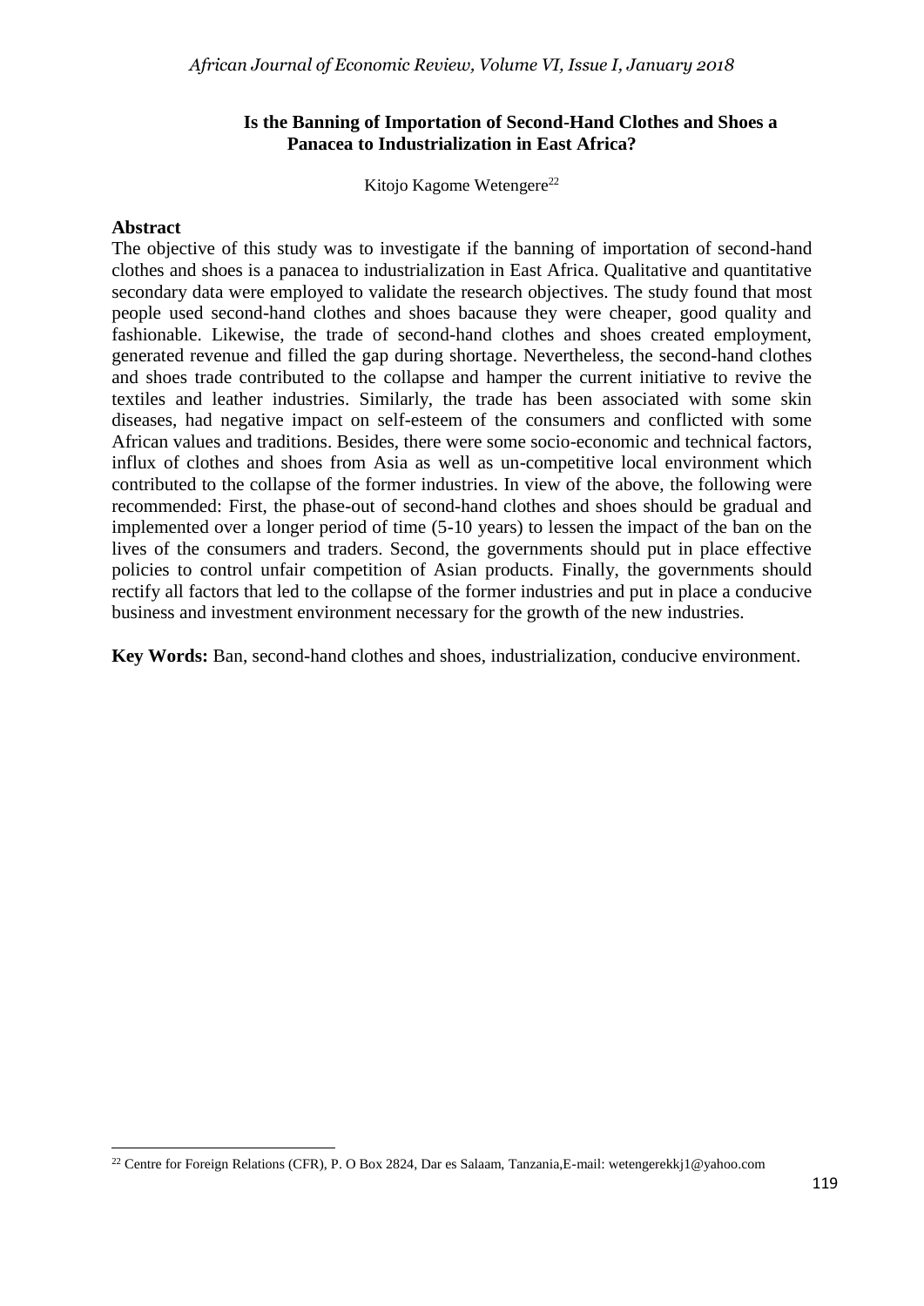# Is the Banning of Importation of Second-Hand Clothes and Shoes a Panacea to Industrialization in East Africa?

Kitojo Kagome Wetengere[22]

## Abstract

The objective of this study was to investigate if the banning of importation of second-hand clothes and shoes is a panacea to industrialization in East Africa. Qualitative and quantitative secondary data were employed to validate the research objectives. The study found that most people used second-hand clothes and shoes bacause they were cheaper, good quality and fashionable. Likewise, the trade of second-hand clothes and shoes created employment, generated revenue and filled the gap during shortage. Nevertheless, the second-hand clothes and shoes trade contributed to the collapse and hamper the current initiative to revive the textiles and leather industries. Similarly, the trade has been associated with some skin diseases, had negative impact on self-esteem of the consumers and conflicted with some African values and traditions. Besides, there were some socio-economic and technical factors, influx of clothes and shoes from Asia as well as un-competitive local environment which contributed to the collapse of the former industries. In view of the above, the following were recommended: First, the phase-out of second-hand clothes and shoes should be gradual and implemented over a longer period of time (5-10 years) to lessen the impact of the ban on the lives of the consumers and traders. Second, the governments should put in place effective policies to control unfair competition of Asian products. Finally, the governments should rectify all factors that led to the collapse of the former industries and put in place a conducive business and investment environment necessary for the growth of the new industries.

**Key Words:** Ban, second-hand clothes and shoes, industrialization, conducive environment.

---

[22] Centre for Foreign Relations (CFR), P. O Box 2824, Dar es Salaam, Tanzania,E-mail: wetengerekkj1@yahoo.com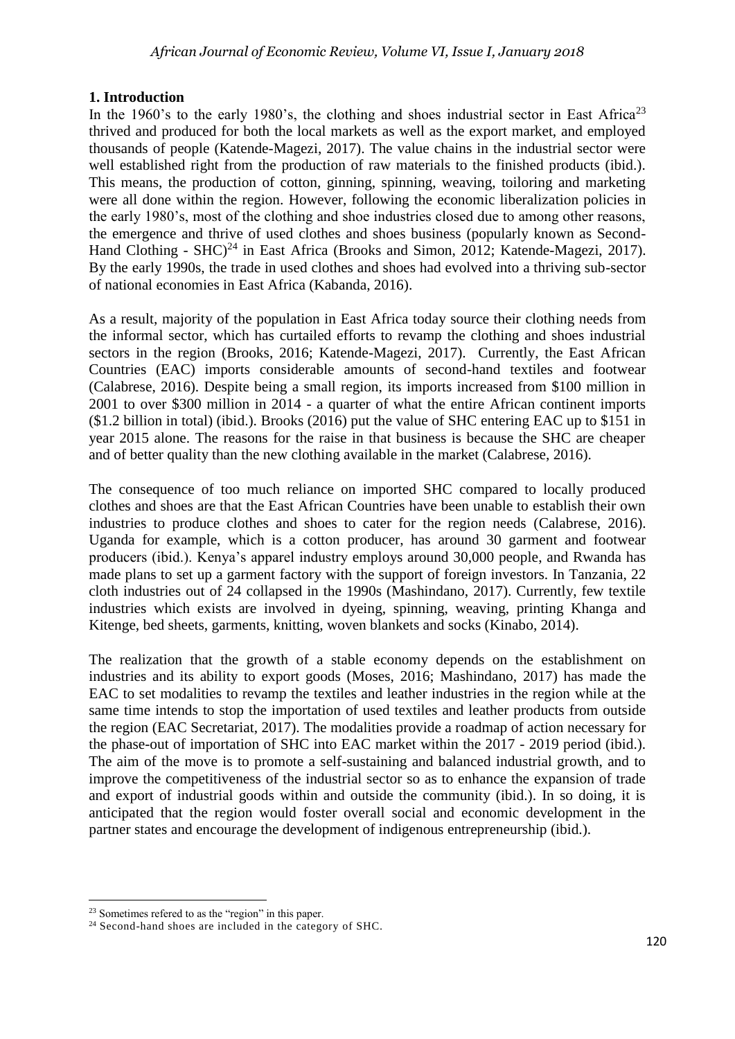## 1. Introduction

In the 1960's to the early 1980's, the clothing and shoes industrial sector in East Africa[23] thrived and produced for both the local markets as well as the export market, and employed thousands of people (Katende-Magezi, 2017). The value chains in the industrial sector were well established right from the production of raw materials to the finished products (ibid.). This means, the production of cotton, ginning, spinning, weaving, toiloring and marketing were all done within the region. However, following the economic liberalization policies in the early 1980's, most of the clothing and shoe industries closed due to among other reasons, the emergence and thrive of used clothes and shoes business (popularly known as Second-Hand Clothing - SHC)[24] in East Africa (Brooks and Simon, 2012; Katende-Magezi, 2017). By the early 1990s, the trade in used clothes and shoes had evolved into a thriving sub-sector of national economies in East Africa (Kabanda, 2016).

As a result, majority of the population in East Africa today source their clothing needs from the informal sector, which has curtailed efforts to revamp the clothing and shoes industrial sectors in the region (Brooks, 2016; Katende-Magezi, 2017). Currently, the East African Countries (EAC) imports considerable amounts of second-hand textiles and footwear (Calabrese, 2016). Despite being a small region, its imports increased from $100 million in 2001 to over $300 million in 2014 - a quarter of what the entire African continent imports ($1.2 billion in total) (ibid.). Brooks (2016) put the value of SHC entering EAC up to $151 in year 2015 alone. The reasons for the raise in that business is because the SHC are cheaper and of better quality than the new clothing available in the market (Calabrese, 2016).

The consequence of too much reliance on imported SHC compared to locally produced clothes and shoes are that the East African Countries have been unable to establish their own industries to produce clothes and shoes to cater for the region needs (Calabrese, 2016). Uganda for example, which is a cotton producer, has around 30 garment and footwear producers (ibid.). Kenya's apparel industry employs around 30,000 people, and Rwanda has made plans to set up a garment factory with the support of foreign investors. In Tanzania, 22 cloth industries out of 24 collapsed in the 1990s (Mashindano, 2017). Currently, few textile industries which exists are involved in dyeing, spinning, weaving, printing Khanga and Kitenge, bed sheets, garments, knitting, woven blankets and socks (Kinabo, 2014).

The realization that the growth of a stable economy depends on the establishment on industries and its ability to export goods (Moses, 2016; Mashindano, 2017) has made the EAC to set modalities to revamp the textiles and leather industries in the region while at the same time intends to stop the importation of used textiles and leather products from outside the region (EAC Secretariat, 2017). The modalities provide a roadmap of action necessary for the phase-out of importation of SHC into EAC market within the 2017 - 2019 period (ibid.). The aim of the move is to promote a self-sustaining and balanced industrial growth, and to improve the competitiveness of the industrial sector so as to enhance the expansion of trade and export of industrial goods within and outside the community (ibid.). In so doing, it is anticipated that the region would foster overall social and economic development in the partner states and encourage the development of indigenous entrepreneurship (ibid.).

---

[23] Sometimes refered to as the "region" in this paper.

[24] Second-hand shoes are included in the category of SHC.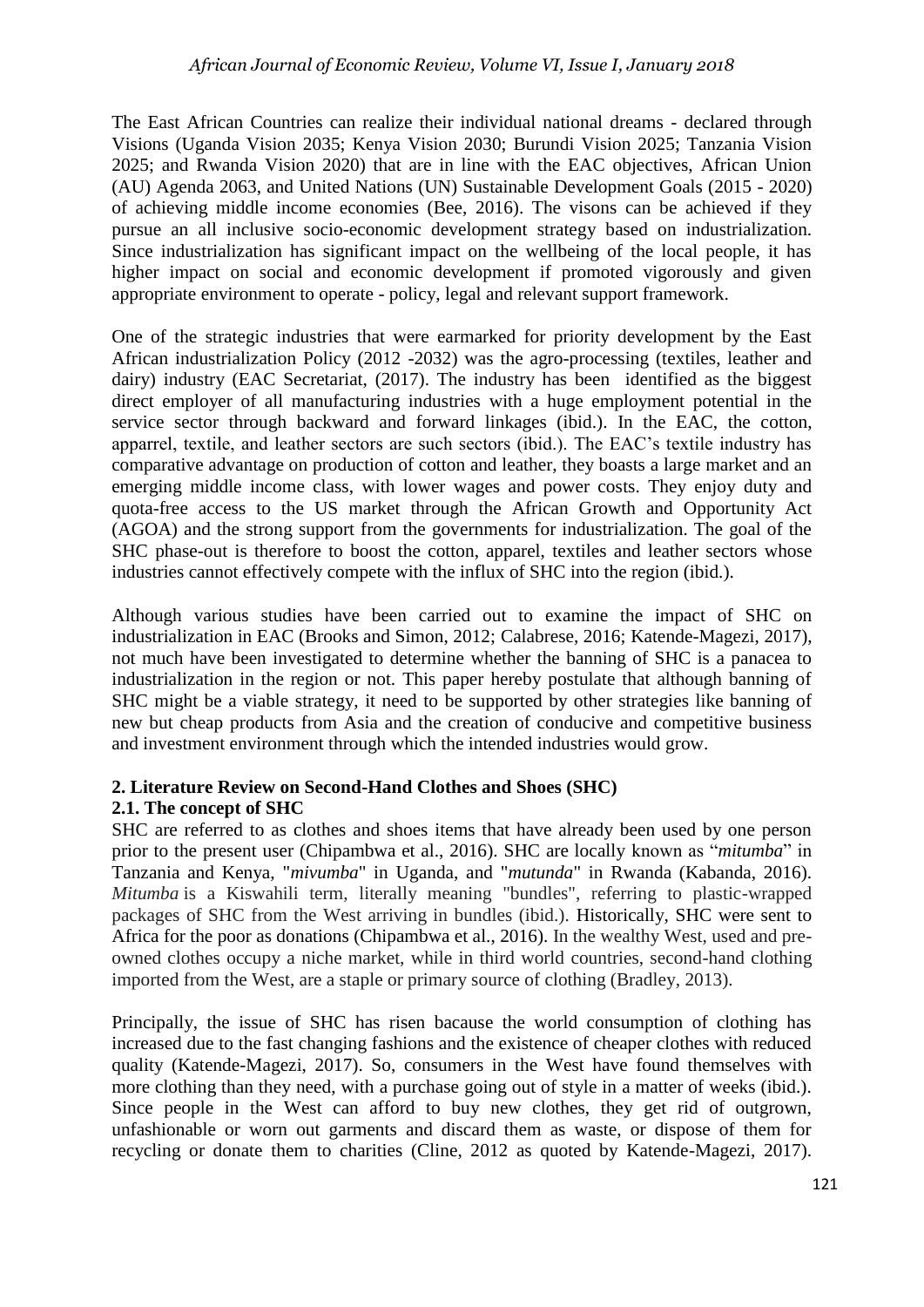The East African Countries can realize their individual national dreams - declared through Visions (Uganda Vision 2035; Kenya Vision 2030; Burundi Vision 2025; Tanzania Vision 2025; and Rwanda Vision 2020) that are in line with the EAC objectives, African Union (AU) Agenda 2063, and United Nations (UN) Sustainable Development Goals (2015 - 2020) of achieving middle income economies (Bee, 2016). The visons can be achieved if they pursue an all inclusive socio-economic development strategy based on industrialization. Since industrialization has significant impact on the wellbeing of the local people, it has higher impact on social and economic development if promoted vigorously and given appropriate environment to operate - policy, legal and relevant support framework.

One of the strategic industries that were earmarked for priority development by the East African industrialization Policy (2012 -2032) was the agro-processing (textiles, leather and dairy) industry (EAC Secretariat, (2017). The industry has been identified as the biggest direct employer of all manufacturing industries with a huge employment potential in the service sector through backward and forward linkages (ibid.). In the EAC, the cotton, apparrel, textile, and leather sectors are such sectors (ibid.). The EAC's textile industry has comparative advantage on production of cotton and leather, they boasts a large market and an emerging middle income class, with lower wages and power costs. They enjoy duty and quota-free access to the US market through the African Growth and Opportunity Act (AGOA) and the strong support from the governments for industrialization. The goal of the SHC phase-out is therefore to boost the cotton, apparel, textiles and leather sectors whose industries cannot effectively compete with the influx of SHC into the region (ibid.).

Although various studies have been carried out to examine the impact of SHC on industrialization in EAC (Brooks and Simon, 2012; Calabrese, 2016; Katende-Magezi, 2017), not much have been investigated to determine whether the banning of SHC is a panacea to industrialization in the region or not. This paper hereby postulate that although banning of SHC might be a viable strategy, it need to be supported by other strategies like banning of new but cheap products from Asia and the creation of conducive and competitive business and investment environment through which the intended industries would grow.

## 2. Literature Review on Second-Hand Clothes and Shoes (SHC)

### 2.1. The concept of SHC

SHC are referred to as clothes and shoes items that have already been used by one person prior to the present user (Chipambwa et al., 2016). SHC are locally known as "*mitumba*" in Tanzania and Kenya, "*mivumba*" in Uganda, and "*mutunda*" in Rwanda (Kabanda, 2016). *Mitumba* is a Kiswahili term, literally meaning "bundles", referring to plastic-wrapped packages of SHC from the West arriving in bundles (ibid.). Historically, SHC were sent to Africa for the poor as donations (Chipambwa et al., 2016). In the wealthy West, used and pre-owned clothes occupy a niche market, while in third world countries, second-hand clothing imported from the West, are a staple or primary source of clothing (Bradley, 2013).

Principally, the issue of SHC has risen bacause the world consumption of clothing has increased due to the fast changing fashions and the existence of cheaper clothes with reduced quality (Katende-Magezi, 2017). So, consumers in the West have found themselves with more clothing than they need, with a purchase going out of style in a matter of weeks (ibid.). Since people in the West can afford to buy new clothes, they get rid of outgrown, unfashionable or worn out garments and discard them as waste, or dispose of them for recycling or donate them to charities (Cline, 2012 as quoted by Katende-Magezi, 2017).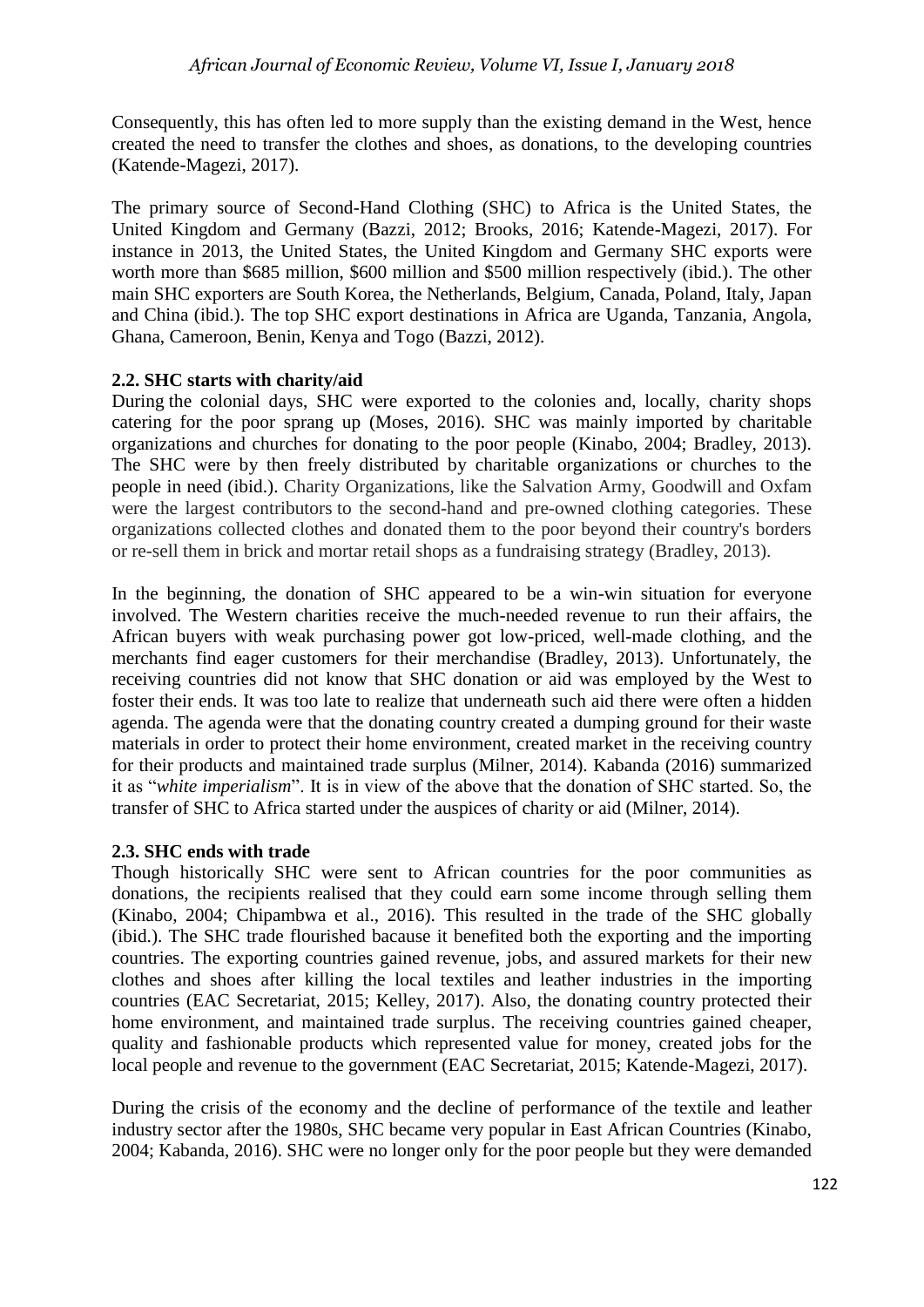Consequently, this has often led to more supply than the existing demand in the West, hence created the need to transfer the clothes and shoes, as donations, to the developing countries (Katende-Magezi, 2017).

The primary source of Second-Hand Clothing (SHC) to Africa is the United States, the United Kingdom and Germany (Bazzi, 2012; Brooks, 2016; Katende-Magezi, 2017). For instance in 2013, the United States, the United Kingdom and Germany SHC exports were worth more than \$685 million, \$600 million and \$500 million respectively (ibid.). The other main SHC exporters are South Korea, the Netherlands, Belgium, Canada, Poland, Italy, Japan and China (ibid.). The top SHC export destinations in Africa are Uganda, Tanzania, Angola, Ghana, Cameroon, Benin, Kenya and Togo (Bazzi, 2012).

### 2.2. SHC starts with charity/aid

During the colonial days, SHC were exported to the colonies and, locally, charity shops catering for the poor sprang up (Moses, 2016). SHC was mainly imported by charitable organizations and churches for donating to the poor people (Kinabo, 2004; Bradley, 2013). The SHC were by then freely distributed by charitable organizations or churches to the people in need (ibid.). Charity Organizations, like the Salvation Army, Goodwill and Oxfam were the largest contributors to the second-hand and pre-owned clothing categories. These organizations collected clothes and donated them to the poor beyond their country's borders or re-sell them in brick and mortar retail shops as a fundraising strategy (Bradley, 2013).

In the beginning, the donation of SHC appeared to be a win-win situation for everyone involved. The Western charities receive the much-needed revenue to run their affairs, the African buyers with weak purchasing power got low-priced, well-made clothing, and the merchants find eager customers for their merchandise (Bradley, 2013). Unfortunately, the receiving countries did not know that SHC donation or aid was employed by the West to foster their ends. It was too late to realize that underneath such aid there were often a hidden agenda. The agenda were that the donating country created a dumping ground for their waste materials in order to protect their home environment, created market in the receiving country for their products and maintained trade surplus (Milner, 2014). Kabanda (2016) summarized it as "*white imperialism*". It is in view of the above that the donation of SHC started. So, the transfer of SHC to Africa started under the auspices of charity or aid (Milner, 2014).

### 2.3. SHC ends with trade

Though historically SHC were sent to African countries for the poor communities as donations, the recipients realised that they could earn some income through selling them (Kinabo, 2004; Chipambwa et al., 2016). This resulted in the trade of the SHC globally (ibid.). The SHC trade flourished bacause it benefited both the exporting and the importing countries. The exporting countries gained revenue, jobs, and assured markets for their new clothes and shoes after killing the local textiles and leather industries in the importing countries (EAC Secretariat, 2015; Kelley, 2017). Also, the donating country protected their home environment, and maintained trade surplus. The receiving countries gained cheaper, quality and fashionable products which represented value for money, created jobs for the local people and revenue to the government (EAC Secretariat, 2015; Katende-Magezi, 2017).

During the crisis of the economy and the decline of performance of the textile and leather industry sector after the 1980s, SHC became very popular in East African Countries (Kinabo, 2004; Kabanda, 2016). SHC were no longer only for the poor people but they were demanded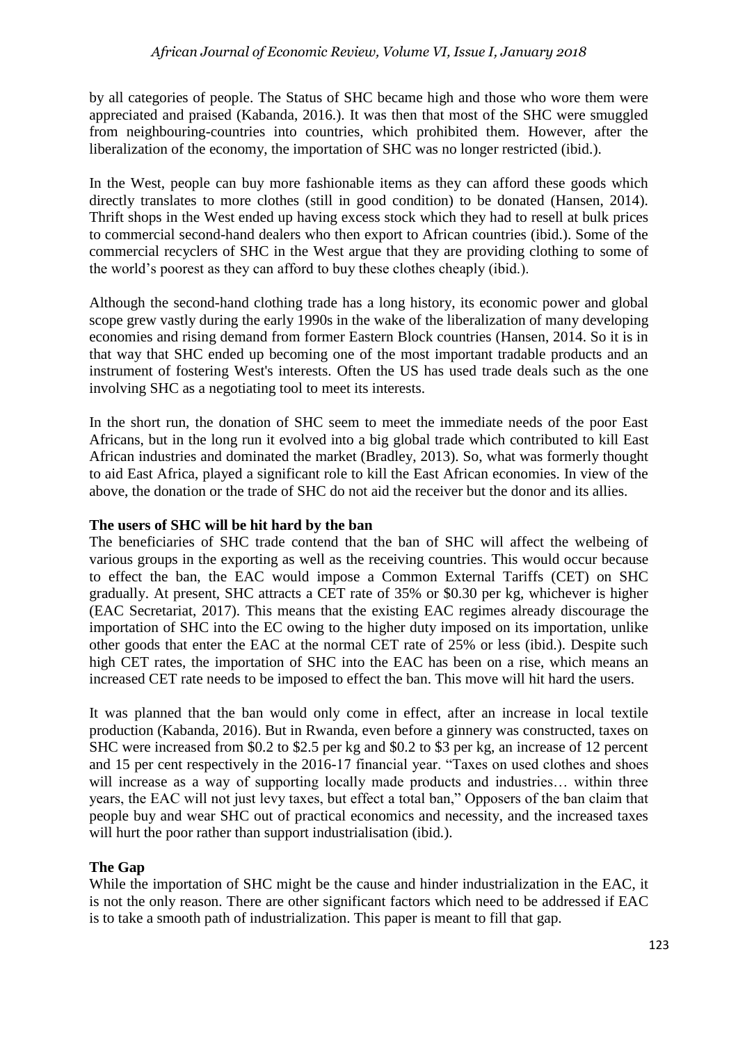by all categories of people. The Status of SHC became high and those who wore them were appreciated and praised (Kabanda, 2016.). It was then that most of the SHC were smuggled from neighbouring-countries into countries, which prohibited them. However, after the liberalization of the economy, the importation of SHC was no longer restricted (ibid.).

In the West, people can buy more fashionable items as they can afford these goods which directly translates to more clothes (still in good condition) to be donated (Hansen, 2014). Thrift shops in the West ended up having excess stock which they had to resell at bulk prices to commercial second-hand dealers who then export to African countries (ibid.). Some of the commercial recyclers of SHC in the West argue that they are providing clothing to some of the world's poorest as they can afford to buy these clothes cheaply (ibid.).

Although the second-hand clothing trade has a long history, its economic power and global scope grew vastly during the early 1990s in the wake of the liberalization of many developing economies and rising demand from former Eastern Block countries (Hansen, 2014. So it is in that way that SHC ended up becoming one of the most important tradable products and an instrument of fostering West's interests. Often the US has used trade deals such as the one involving SHC as a negotiating tool to meet its interests.

In the short run, the donation of SHC seem to meet the immediate needs of the poor East Africans, but in the long run it evolved into a big global trade which contributed to kill East African industries and dominated the market (Bradley, 2013). So, what was formerly thought to aid East Africa, played a significant role to kill the East African economies. In view of the above, the donation or the trade of SHC do not aid the receiver but the donor and its allies.

**The users of SHC will be hit hard by the ban**

The beneficiaries of SHC trade contend that the ban of SHC will affect the welbeing of various groups in the exporting as well as the receiving countries. This would occur because to effect the ban, the EAC would impose a Common External Tariffs (CET) on SHC gradually. At present, SHC attracts a CET rate of 35% or $0.30 per kg, whichever is higher (EAC Secretariat, 2017). This means that the existing EAC regimes already discourage the importation of SHC into the EC owing to the higher duty imposed on its importation, unlike other goods that enter the EAC at the normal CET rate of 25% or less (ibid.). Despite such high CET rates, the importation of SHC into the EAC has been on a rise, which means an increased CET rate needs to be imposed to effect the ban. This move will hit hard the users.

It was planned that the ban would only come in effect, after an increase in local textile production (Kabanda, 2016). But in Rwanda, even before a ginnery was constructed, taxes on SHC were increased from $0.2 to $2.5 per kg and $0.2 to $3 per kg, an increase of 12 percent and 15 per cent respectively in the 2016-17 financial year. "Taxes on used clothes and shoes will increase as a way of supporting locally made products and industries… within three years, the EAC will not just levy taxes, but effect a total ban," Opposers of the ban claim that people buy and wear SHC out of practical economics and necessity, and the increased taxes will hurt the poor rather than support industrialisation (ibid.).

**The Gap**

While the importation of SHC might be the cause and hinder industrialization in the EAC, it is not the only reason. There are other significant factors which need to be addressed if EAC is to take a smooth path of industrialization. This paper is meant to fill that gap.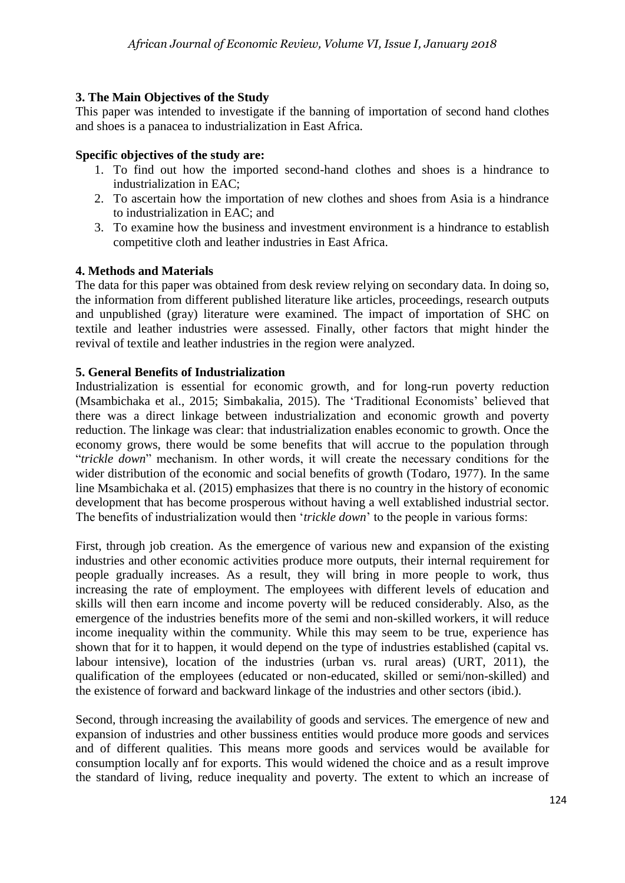## 3. The Main Objectives of the Study

This paper was intended to investigate if the banning of importation of second hand clothes and shoes is a panacea to industrialization in East Africa.

### Specific objectives of the study are:

1. To find out how the imported second-hand clothes and shoes is a hindrance to industrialization in EAC;
2. To ascertain how the importation of new clothes and shoes from Asia is a hindrance to industrialization in EAC; and
3. To examine how the business and investment environment is a hindrance to establish competitive cloth and leather industries in East Africa.

## 4. Methods and Materials

The data for this paper was obtained from desk review relying on secondary data. In doing so, the information from different published literature like articles, proceedings, research outputs and unpublished (gray) literature were examined. The impact of importation of SHC on textile and leather industries were assessed. Finally, other factors that might hinder the revival of textile and leather industries in the region were analyzed.

## 5. General Benefits of Industrialization

Industrialization is essential for economic growth, and for long-run poverty reduction (Msambichaka et al., 2015; Simbakalia, 2015). The 'Traditional Economists' believed that there was a direct linkage between industrialization and economic growth and poverty reduction. The linkage was clear: that industrialization enables economic to growth. Once the economy grows, there would be some benefits that will accrue to the population through "*trickle down*" mechanism. In other words, it will create the necessary conditions for the wider distribution of the economic and social benefits of growth (Todaro, 1977). In the same line Msambichaka et al. (2015) emphasizes that there is no country in the history of economic development that has become prosperous without having a well extablished industrial sector. The benefits of industrialization would then '*trickle down*' to the people in various forms:

First, through job creation. As the emergence of various new and expansion of the existing industries and other economic activities produce more outputs, their internal requirement for people gradually increases. As a result, they will bring in more people to work, thus increasing the rate of employment. The employees with different levels of education and skills will then earn income and income poverty will be reduced considerably. Also, as the emergence of the industries benefits more of the semi and non-skilled workers, it will reduce income inequality within the community. While this may seem to be true, experience has shown that for it to happen, it would depend on the type of industries established (capital vs. labour intensive), location of the industries (urban vs. rural areas) (URT, 2011), the qualification of the employees (educated or non-educated, skilled or semi/non-skilled) and the existence of forward and backward linkage of the industries and other sectors (ibid.).

Second, through increasing the availability of goods and services. The emergence of new and expansion of industries and other bussiness entities would produce more goods and services and of different qualities. This means more goods and services would be available for consumption locally anf for exports. This would widened the choice and as a result improve the standard of living, reduce inequality and poverty. The extent to which an increase of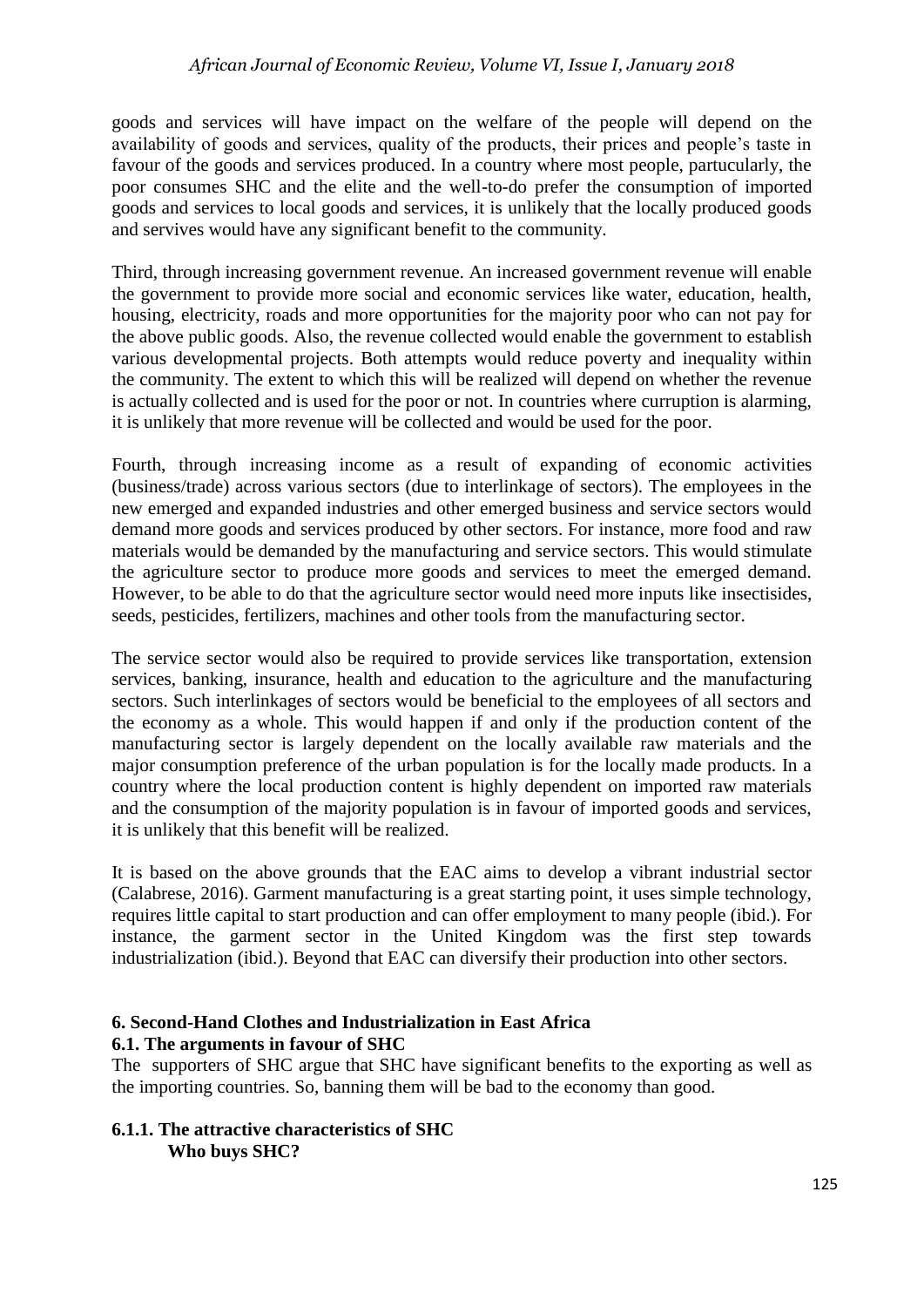goods and services will have impact on the welfare of the people will depend on the availability of goods and services, quality of the products, their prices and people's taste in favour of the goods and services produced. In a country where most people, partucularly, the poor consumes SHC and the elite and the well-to-do prefer the consumption of imported goods and services to local goods and services, it is unlikely that the locally produced goods and servives would have any significant benefit to the community.

Third, through increasing government revenue. An increased government revenue will enable the government to provide more social and economic services like water, education, health, housing, electricity, roads and more opportunities for the majority poor who can not pay for the above public goods. Also, the revenue collected would enable the government to establish various developmental projects. Both attempts would reduce poverty and inequality within the community. The extent to which this will be realized will depend on whether the revenue is actually collected and is used for the poor or not. In countries where curruption is alarming, it is unlikely that more revenue will be collected and would be used for the poor.

Fourth, through increasing income as a result of expanding of economic activities (business/trade) across various sectors (due to interlinkage of sectors). The employees in the new emerged and expanded industries and other emerged business and service sectors would demand more goods and services produced by other sectors. For instance, more food and raw materials would be demanded by the manufacturing and service sectors. This would stimulate the agriculture sector to produce more goods and services to meet the emerged demand. However, to be able to do that the agriculture sector would need more inputs like insectisides, seeds, pesticides, fertilizers, machines and other tools from the manufacturing sector.

The service sector would also be required to provide services like transportation, extension services, banking, insurance, health and education to the agriculture and the manufacturing sectors. Such interlinkages of sectors would be beneficial to the employees of all sectors and the economy as a whole. This would happen if and only if the production content of the manufacturing sector is largely dependent on the locally available raw materials and the major consumption preference of the urban population is for the locally made products. In a country where the local production content is highly dependent on imported raw materials and the consumption of the majority population is in favour of imported goods and services, it is unlikely that this benefit will be realized.

It is based on the above grounds that the EAC aims to develop a vibrant industrial sector (Calabrese, 2016). Garment manufacturing is a great starting point, it uses simple technology, requires little capital to start production and can offer employment to many people (ibid.). For instance, the garment sector in the United Kingdom was the first step towards industrialization (ibid.). Beyond that EAC can diversify their production into other sectors.

## 6. Second-Hand Clothes and Industrialization in East Africa

### 6.1. The arguments in favour of SHC

The supporters of SHC argue that SHC have significant benefits to the exporting as well as the importing countries. So, banning them will be bad to the economy than good.

#### 6.1.1. The attractive characteristics of SHC

**Who buys SHC?**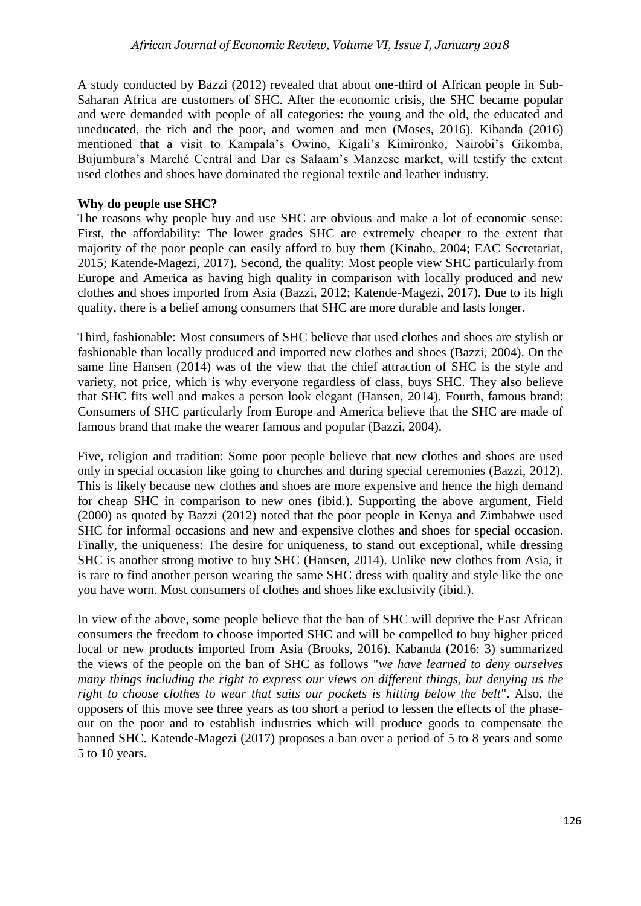A study conducted by Bazzi (2012) revealed that about one-third of African people in Sub-Saharan Africa are customers of SHC. After the economic crisis, the SHC became popular and were demanded with people of all categories: the young and the old, the educated and uneducated, the rich and the poor, and women and men (Moses, 2016). Kibanda (2016) mentioned that a visit to Kampala's Owino, Kigali's Kimironko, Nairobi's Gikomba, Bujumbura's Marché Central and Dar es Salaam's Manzese market, will testify the extent used clothes and shoes have dominated the regional textile and leather industry.

**Why do people use SHC?**

The reasons why people buy and use SHC are obvious and make a lot of economic sense: First, the affordability: The lower grades SHC are extremely cheaper to the extent that majority of the poor people can easily afford to buy them (Kinabo, 2004; EAC Secretariat, 2015; Katende-Magezi, 2017). Second, the quality: Most people view SHC particularly from Europe and America as having high quality in comparison with locally produced and new clothes and shoes imported from Asia (Bazzi, 2012; Katende-Magezi, 2017). Due to its high quality, there is a belief among consumers that SHC are more durable and lasts longer.

Third, fashionable: Most consumers of SHC believe that used clothes and shoes are stylish or fashionable than locally produced and imported new clothes and shoes (Bazzi, 2004). On the same line Hansen (2014) was of the view that the chief attraction of SHC is the style and variety, not price, which is why everyone regardless of class, buys SHC. They also believe that SHC fits well and makes a person look elegant (Hansen, 2014). Fourth, famous brand: Consumers of SHC particularly from Europe and America believe that the SHC are made of famous brand that make the wearer famous and popular (Bazzi, 2004).

Five, religion and tradition: Some poor people believe that new clothes and shoes are used only in special occasion like going to churches and during special ceremonies (Bazzi, 2012). This is likely because new clothes and shoes are more expensive and hence the high demand for cheap SHC in comparison to new ones (ibid.). Supporting the above argument, Field (2000) as quoted by Bazzi (2012) noted that the poor people in Kenya and Zimbabwe used SHC for informal occasions and new and expensive clothes and shoes for special occasion. Finally, the uniqueness: The desire for uniqueness, to stand out exceptional, while dressing SHC is another strong motive to buy SHC (Hansen, 2014). Unlike new clothes from Asia, it is rare to find another person wearing the same SHC dress with quality and style like the one you have worn. Most consumers of clothes and shoes like exclusivity (ibid.).

In view of the above, some people believe that the ban of SHC will deprive the East African consumers the freedom to choose imported SHC and will be compelled to buy higher priced local or new products imported from Asia (Brooks, 2016). Kabanda (2016: 3) summarized the views of the people on the ban of SHC as follows "*we have learned to deny ourselves many things including the right to express our views on different things, but denying us the right to choose clothes to wear that suits our pockets is hitting below the belt*". Also, the opposers of this move see three years as too short a period to lessen the effects of the phase-out on the poor and to establish industries which will produce goods to compensate the banned SHC. Katende-Magezi (2017) proposes a ban over a period of 5 to 8 years and some 5 to 10 years.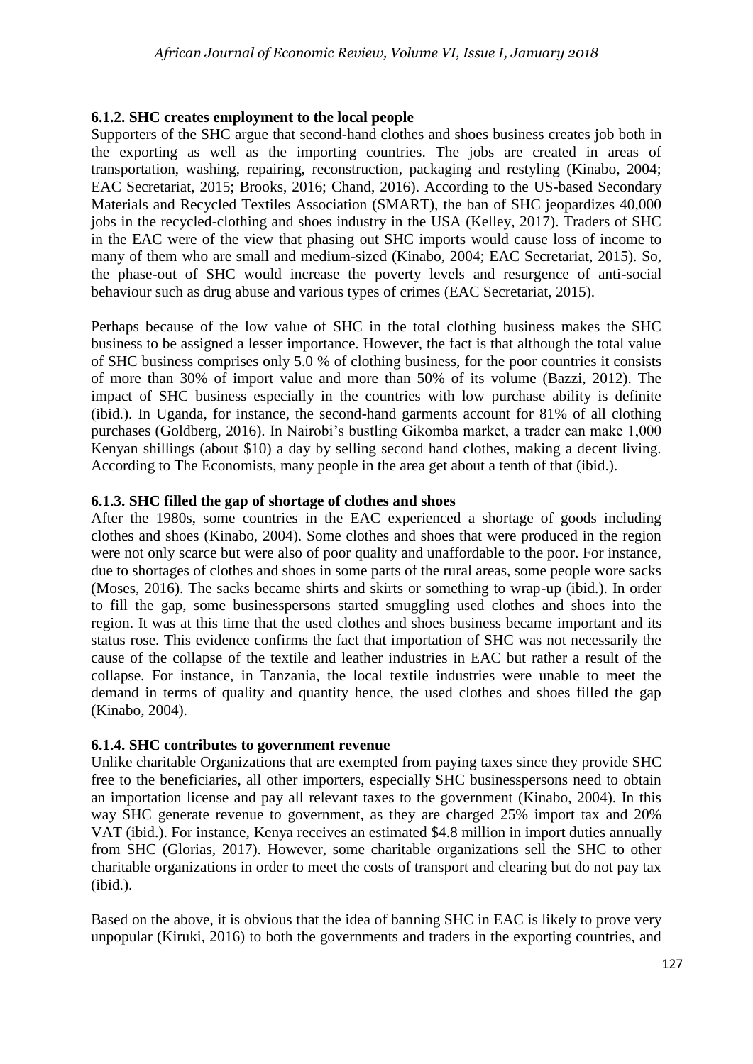### 6.1.2. SHC creates employment to the local people

Supporters of the SHC argue that second-hand clothes and shoes business creates job both in the exporting as well as the importing countries. The jobs are created in areas of transportation, washing, repairing, reconstruction, packaging and restyling (Kinabo, 2004; EAC Secretariat, 2015; Brooks, 2016; Chand, 2016). According to the US-based Secondary Materials and Recycled Textiles Association (SMART), the ban of SHC jeopardizes 40,000 jobs in the recycled-clothing and shoes industry in the USA (Kelley, 2017). Traders of SHC in the EAC were of the view that phasing out SHC imports would cause loss of income to many of them who are small and medium-sized (Kinabo, 2004; EAC Secretariat, 2015). So, the phase-out of SHC would increase the poverty levels and resurgence of anti-social behaviour such as drug abuse and various types of crimes (EAC Secretariat, 2015).

Perhaps because of the low value of SHC in the total clothing business makes the SHC business to be assigned a lesser importance. However, the fact is that although the total value of SHC business comprises only 5.0 % of clothing business, for the poor countries it consists of more than 30% of import value and more than 50% of its volume (Bazzi, 2012). The impact of SHC business especially in the countries with low purchase ability is definite (ibid.). In Uganda, for instance, the second-hand garments account for 81% of all clothing purchases (Goldberg, 2016). In Nairobi's bustling Gikomba market, a trader can make 1,000 Kenyan shillings (about $10) a day by selling second hand clothes, making a decent living. According to The Economists, many people in the area get about a tenth of that (ibid.).

### 6.1.3. SHC filled the gap of shortage of clothes and shoes

After the 1980s, some countries in the EAC experienced a shortage of goods including clothes and shoes (Kinabo, 2004). Some clothes and shoes that were produced in the region were not only scarce but were also of poor quality and unaffordable to the poor. For instance, due to shortages of clothes and shoes in some parts of the rural areas, some people wore sacks (Moses, 2016). The sacks became shirts and skirts or something to wrap-up (ibid.). In order to fill the gap, some businesspersons started smuggling used clothes and shoes into the region. It was at this time that the used clothes and shoes business became important and its status rose. This evidence confirms the fact that importation of SHC was not necessarily the cause of the collapse of the textile and leather industries in EAC but rather a result of the collapse. For instance, in Tanzania, the local textile industries were unable to meet the demand in terms of quality and quantity hence, the used clothes and shoes filled the gap (Kinabo, 2004).

### 6.1.4. SHC contributes to government revenue

Unlike charitable Organizations that are exempted from paying taxes since they provide SHC free to the beneficiaries, all other importers, especially SHC businesspersons need to obtain an importation license and pay all relevant taxes to the government (Kinabo, 2004). In this way SHC generate revenue to government, as they are charged 25% import tax and 20% VAT (ibid.). For instance, Kenya receives an estimated $4.8 million in import duties annually from SHC (Glorias, 2017). However, some charitable organizations sell the SHC to other charitable organizations in order to meet the costs of transport and clearing but do not pay tax (ibid.).

Based on the above, it is obvious that the idea of banning SHC in EAC is likely to prove very unpopular (Kiruki, 2016) to both the governments and traders in the exporting countries, and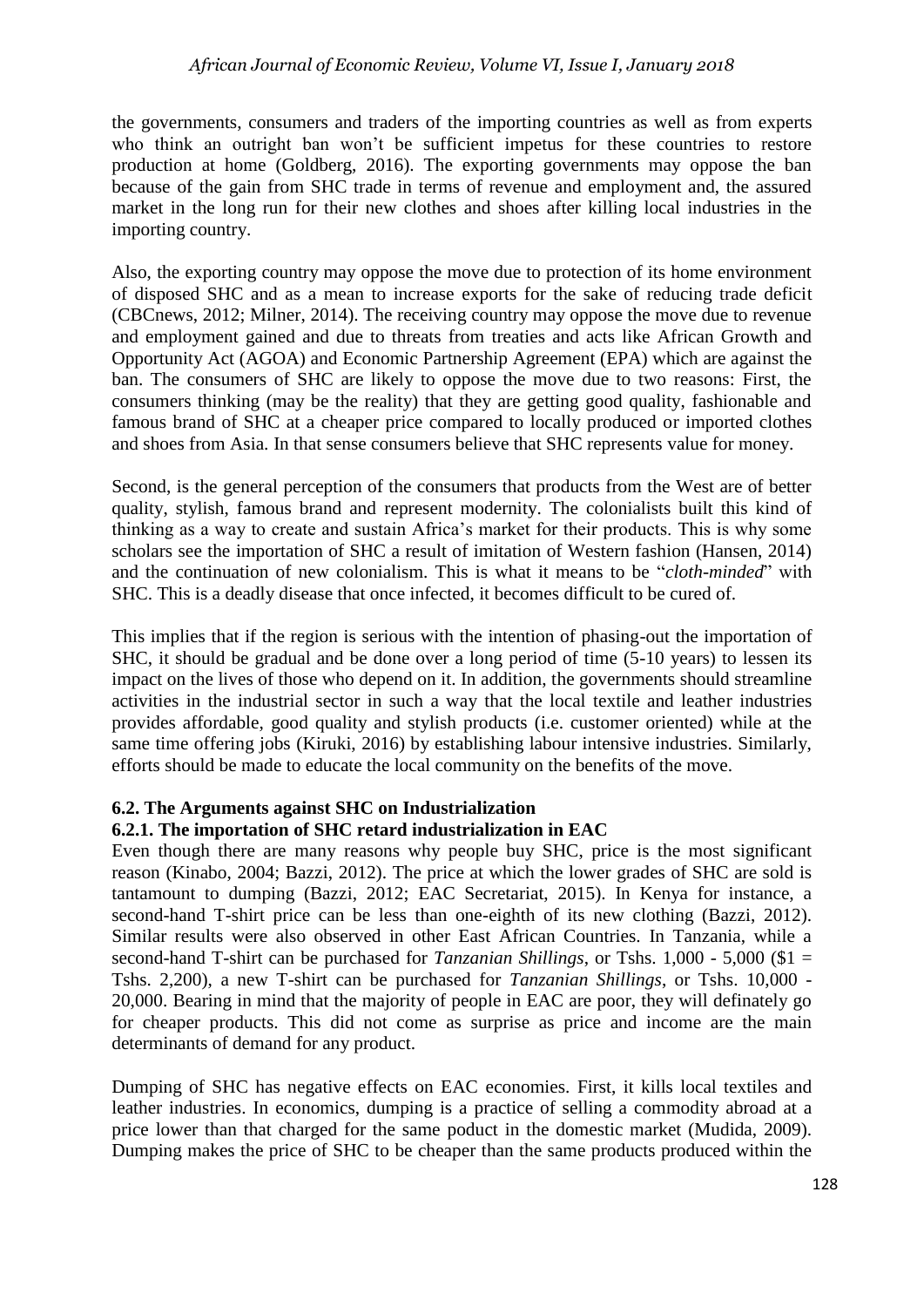the governments, consumers and traders of the importing countries as well as from experts who think an outright ban won't be sufficient impetus for these countries to restore production at home (Goldberg, 2016). The exporting governments may oppose the ban because of the gain from SHC trade in terms of revenue and employment and, the assured market in the long run for their new clothes and shoes after killing local industries in the importing country.

Also, the exporting country may oppose the move due to protection of its home environment of disposed SHC and as a mean to increase exports for the sake of reducing trade deficit (CBCnews, 2012; Milner, 2014). The receiving country may oppose the move due to revenue and employment gained and due to threats from treaties and acts like African Growth and Opportunity Act (AGOA) and Economic Partnership Agreement (EPA) which are against the ban. The consumers of SHC are likely to oppose the move due to two reasons: First, the consumers thinking (may be the reality) that they are getting good quality, fashionable and famous brand of SHC at a cheaper price compared to locally produced or imported clothes and shoes from Asia. In that sense consumers believe that SHC represents value for money.

Second, is the general perception of the consumers that products from the West are of better quality, stylish, famous brand and represent modernity. The colonialists built this kind of thinking as a way to create and sustain Africa's market for their products. This is why some scholars see the importation of SHC a result of imitation of Western fashion (Hansen, 2014) and the continuation of new colonialism. This is what it means to be "*cloth-minded*" with SHC. This is a deadly disease that once infected, it becomes difficult to be cured of.

This implies that if the region is serious with the intention of phasing-out the importation of SHC, it should be gradual and be done over a long period of time (5-10 years) to lessen its impact on the lives of those who depend on it. In addition, the governments should streamline activities in the industrial sector in such a way that the local textile and leather industries provides affordable, good quality and stylish products (i.e. customer oriented) while at the same time offering jobs (Kiruki, 2016) by establishing labour intensive industries. Similarly, efforts should be made to educate the local community on the benefits of the move.

### 6.2. The Arguments against SHC on Industrialization

#### 6.2.1. The importation of SHC retard industrialization in EAC

Even though there are many reasons why people buy SHC, price is the most significant reason (Kinabo, 2004; Bazzi, 2012). The price at which the lower grades of SHC are sold is tantamount to dumping (Bazzi, 2012; EAC Secretariat, 2015). In Kenya for instance, a second-hand T-shirt price can be less than one-eighth of its new clothing (Bazzi, 2012). Similar results were also observed in other East African Countries. In Tanzania, while a second-hand T-shirt can be purchased for *Tanzanian Shillings*, or Tshs. 1,000 - 5,000 ($1 = Tshs. 2,200), a new T-shirt can be purchased for *Tanzanian Shillings*, or Tshs. 10,000 - 20,000. Bearing in mind that the majority of people in EAC are poor, they will definately go for cheaper products. This did not come as surprise as price and income are the main determinants of demand for any product.

Dumping of SHC has negative effects on EAC economies. First, it kills local textiles and leather industries. In economics, dumping is a practice of selling a commodity abroad at a price lower than that charged for the same poduct in the domestic market (Mudida, 2009). Dumping makes the price of SHC to be cheaper than the same products produced within the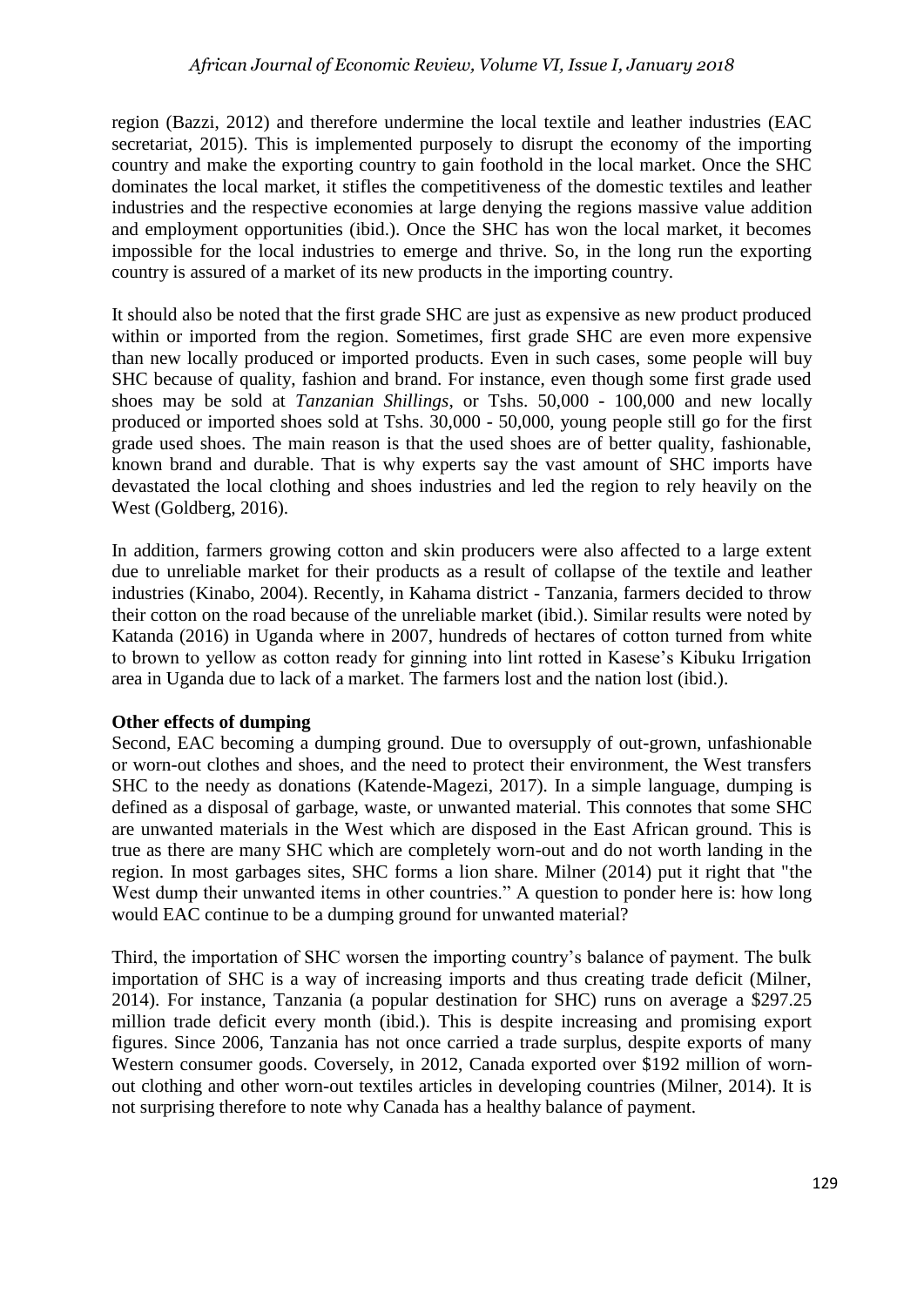region (Bazzi, 2012) and therefore undermine the local textile and leather industries (EAC secretariat, 2015). This is implemented purposely to disrupt the economy of the importing country and make the exporting country to gain foothold in the local market. Once the SHC dominates the local market, it stifles the competitiveness of the domestic textiles and leather industries and the respective economies at large denying the regions massive value addition and employment opportunities (ibid.). Once the SHC has won the local market, it becomes impossible for the local industries to emerge and thrive. So, in the long run the exporting country is assured of a market of its new products in the importing country.

It should also be noted that the first grade SHC are just as expensive as new product produced within or imported from the region. Sometimes, first grade SHC are even more expensive than new locally produced or imported products. Even in such cases, some people will buy SHC because of quality, fashion and brand. For instance, even though some first grade used shoes may be sold at *Tanzanian Shillings*, or Tshs. 50,000 - 100,000 and new locally produced or imported shoes sold at Tshs. 30,000 - 50,000, young people still go for the first grade used shoes. The main reason is that the used shoes are of better quality, fashionable, known brand and durable. That is why experts say the vast amount of SHC imports have devastated the local clothing and shoes industries and led the region to rely heavily on the West (Goldberg, 2016).

In addition, farmers growing cotton and skin producers were also affected to a large extent due to unreliable market for their products as a result of collapse of the textile and leather industries (Kinabo, 2004). Recently, in Kahama district - Tanzania, farmers decided to throw their cotton on the road because of the unreliable market (ibid.). Similar results were noted by Katanda (2016) in Uganda where in 2007, hundreds of hectares of cotton turned from white to brown to yellow as cotton ready for ginning into lint rotted in Kasese's Kibuku Irrigation area in Uganda due to lack of a market. The farmers lost and the nation lost (ibid.).

**Other effects of dumping**

Second, EAC becoming a dumping ground. Due to oversupply of out-grown, unfashionable or worn-out clothes and shoes, and the need to protect their environment, the West transfers SHC to the needy as donations (Katende-Magezi, 2017). In a simple language, dumping is defined as a disposal of garbage, waste, or unwanted material. This connotes that some SHC are unwanted materials in the West which are disposed in the East African ground. This is true as there are many SHC which are completely worn-out and do not worth landing in the region. In most garbages sites, SHC forms a lion share. Milner (2014) put it right that "the West dump their unwanted items in other countries." A question to ponder here is: how long would EAC continue to be a dumping ground for unwanted material?

Third, the importation of SHC worsen the importing country's balance of payment. The bulk importation of SHC is a way of increasing imports and thus creating trade deficit (Milner, 2014). For instance, Tanzania (a popular destination for SHC) runs on average a $297.25 million trade deficit every month (ibid.). This is despite increasing and promising export figures. Since 2006, Tanzania has not once carried a trade surplus, despite exports of many Western consumer goods. Coversely, in 2012, Canada exported over $192 million of worn-out clothing and other worn-out textiles articles in developing countries (Milner, 2014). It is not surprising therefore to note why Canada has a healthy balance of payment.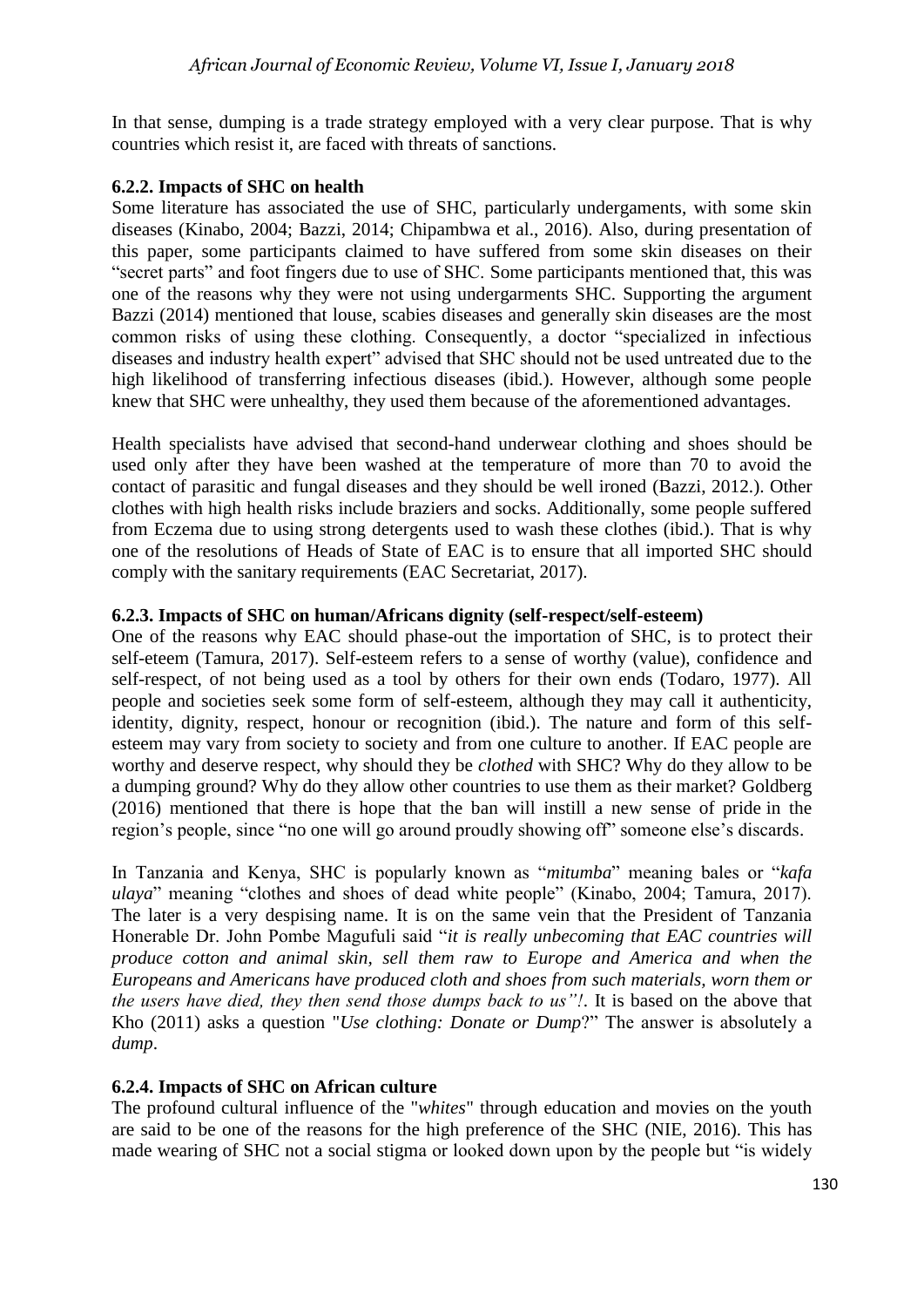In that sense, dumping is a trade strategy employed with a very clear purpose. That is why countries which resist it, are faced with threats of sanctions.

### 6.2.2. Impacts of SHC on health

Some literature has associated the use of SHC, particularly undergaments, with some skin diseases (Kinabo, 2004; Bazzi, 2014; Chipambwa et al., 2016). Also, during presentation of this paper, some participants claimed to have suffered from some skin diseases on their "secret parts" and foot fingers due to use of SHC. Some participants mentioned that, this was one of the reasons why they were not using undergarments SHC. Supporting the argument Bazzi (2014) mentioned that louse, scabies diseases and generally skin diseases are the most common risks of using these clothing. Consequently, a doctor "specialized in infectious diseases and industry health expert" advised that SHC should not be used untreated due to the high likelihood of transferring infectious diseases (ibid.). However, although some people knew that SHC were unhealthy, they used them because of the aforementioned advantages.

Health specialists have advised that second-hand underwear clothing and shoes should be used only after they have been washed at the temperature of more than 70 to avoid the contact of parasitic and fungal diseases and they should be well ironed (Bazzi, 2012.). Other clothes with high health risks include braziers and socks. Additionally, some people suffered from Eczema due to using strong detergents used to wash these clothes (ibid.). That is why one of the resolutions of Heads of State of EAC is to ensure that all imported SHC should comply with the sanitary requirements (EAC Secretariat, 2017).

### 6.2.3. Impacts of SHC on human/Africans dignity (self-respect/self-esteem)

One of the reasons why EAC should phase-out the importation of SHC, is to protect their self-eteem (Tamura, 2017). Self-esteem refers to a sense of worthy (value), confidence and self-respect, of not being used as a tool by others for their own ends (Todaro, 1977). All people and societies seek some form of self-esteem, although they may call it authenticity, identity, dignity, respect, honour or recognition (ibid.). The nature and form of this self-esteem may vary from society to society and from one culture to another. If EAC people are worthy and deserve respect, why should they be *clothed* with SHC? Why do they allow to be a dumping ground? Why do they allow other countries to use them as their market? Goldberg (2016) mentioned that there is hope that the ban will instill a new sense of pride in the region's people, since "no one will go around proudly showing off" someone else's discards.

In Tanzania and Kenya, SHC is popularly known as "*mitumba*" meaning bales or "*kafa ulaya*" meaning "clothes and shoes of dead white people" (Kinabo, 2004; Tamura, 2017). The later is a very despising name. It is on the same vein that the President of Tanzania Honerable Dr. John Pombe Magufuli said "*it is really unbecoming that EAC countries will produce cotton and animal skin, sell them raw to Europe and America and when the Europeans and Americans have produced cloth and shoes from such materials, worn them or the users have died, they then send those dumps back to us"!*. It is based on the above that Kho (2011) asks a question "*Use clothing: Donate or Dump*?" The answer is absolutely a *dump*.

### 6.2.4. Impacts of SHC on African culture

The profound cultural influence of the "*whites*" through education and movies on the youth are said to be one of the reasons for the high preference of the SHC (NIE, 2016). This has made wearing of SHC not a social stigma or looked down upon by the people but "is widely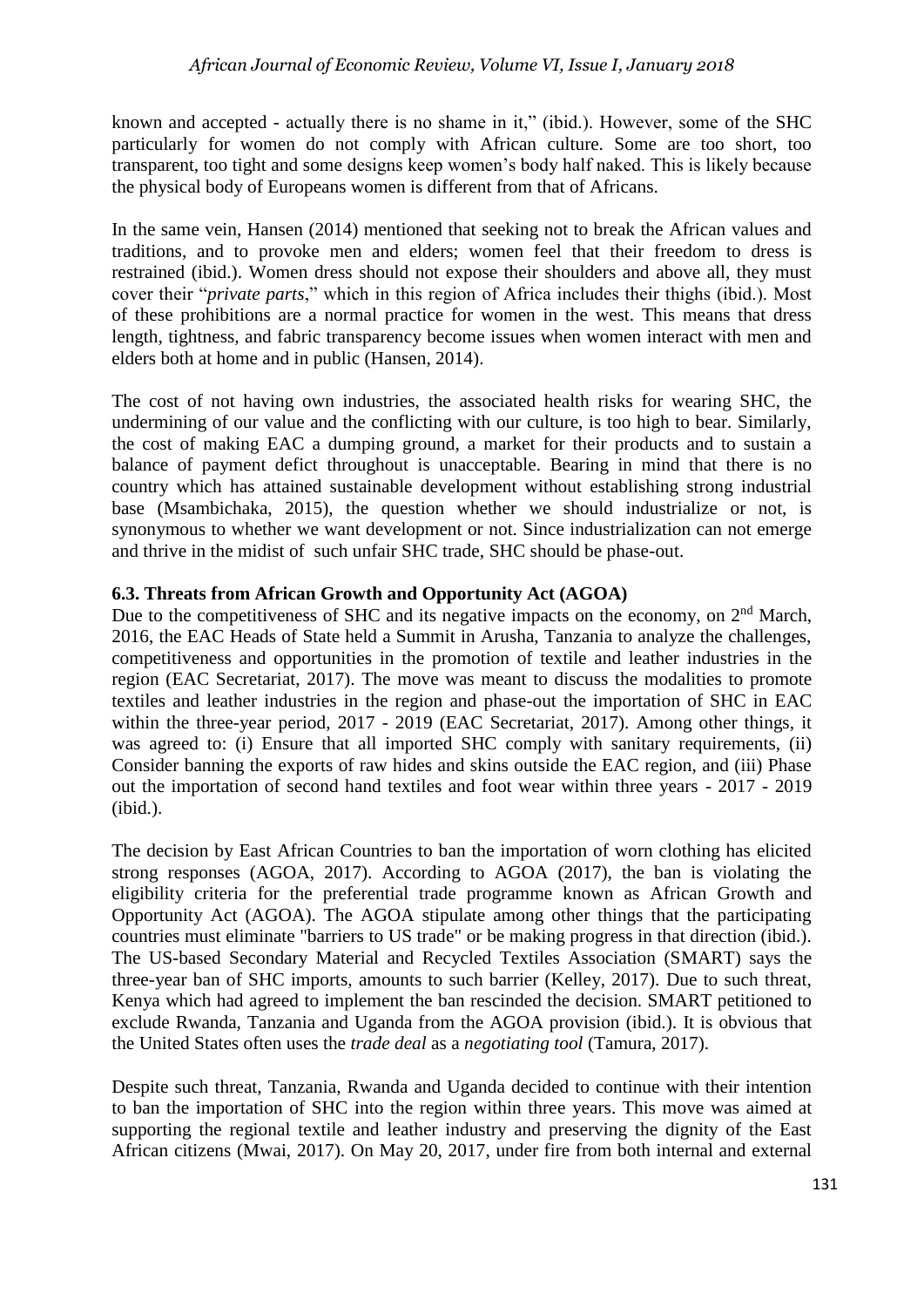known and accepted - actually there is no shame in it," (ibid.). However, some of the SHC particularly for women do not comply with African culture. Some are too short, too transparent, too tight and some designs keep women's body half naked. This is likely because the physical body of Europeans women is different from that of Africans.

In the same vein, Hansen (2014) mentioned that seeking not to break the African values and traditions, and to provoke men and elders; women feel that their freedom to dress is restrained (ibid.). Women dress should not expose their shoulders and above all, they must cover their "*private parts*," which in this region of Africa includes their thighs (ibid.). Most of these prohibitions are a normal practice for women in the west. This means that dress length, tightness, and fabric transparency become issues when women interact with men and elders both at home and in public (Hansen, 2014).

The cost of not having own industries, the associated health risks for wearing SHC, the undermining of our value and the conflicting with our culture, is too high to bear. Similarly, the cost of making EAC a dumping ground, a market for their products and to sustain a balance of payment defict throughout is unacceptable. Bearing in mind that there is no country which has attained sustainable development without establishing strong industrial base (Msambichaka, 2015), the question whether we should industrialize or not, is synonymous to whether we want development or not. Since industrialization can not emerge and thrive in the midist of such unfair SHC trade, SHC should be phase-out.

### 6.3. Threats from African Growth and Opportunity Act (AGOA)

Due to the competitiveness of SHC and its negative impacts on the economy, on 2nd March, 2016, the EAC Heads of State held a Summit in Arusha, Tanzania to analyze the challenges, competitiveness and opportunities in the promotion of textile and leather industries in the region (EAC Secretariat, 2017). The move was meant to discuss the modalities to promote textiles and leather industries in the region and phase-out the importation of SHC in EAC within the three-year period, 2017 - 2019 (EAC Secretariat, 2017). Among other things, it was agreed to: (i) Ensure that all imported SHC comply with sanitary requirements, (ii) Consider banning the exports of raw hides and skins outside the EAC region, and (iii) Phase out the importation of second hand textiles and foot wear within three years - 2017 - 2019 (ibid.).

The decision by East African Countries to ban the importation of worn clothing has elicited strong responses (AGOA, 2017). According to AGOA (2017), the ban is violating the eligibility criteria for the preferential trade programme known as African Growth and Opportunity Act (AGOA). The AGOA stipulate among other things that the participating countries must eliminate "barriers to US trade" or be making progress in that direction (ibid.). The US-based Secondary Material and Recycled Textiles Association (SMART) says the three-year ban of SHC imports, amounts to such barrier (Kelley, 2017). Due to such threat, Kenya which had agreed to implement the ban rescinded the decision. SMART petitioned to exclude Rwanda, Tanzania and Uganda from the AGOA provision (ibid.). It is obvious that the United States often uses the *trade deal* as a *negotiating tool* (Tamura, 2017).

Despite such threat, Tanzania, Rwanda and Uganda decided to continue with their intention to ban the importation of SHC into the region within three years. This move was aimed at supporting the regional textile and leather industry and preserving the dignity of the East African citizens (Mwai, 2017). On May 20, 2017, under fire from both internal and external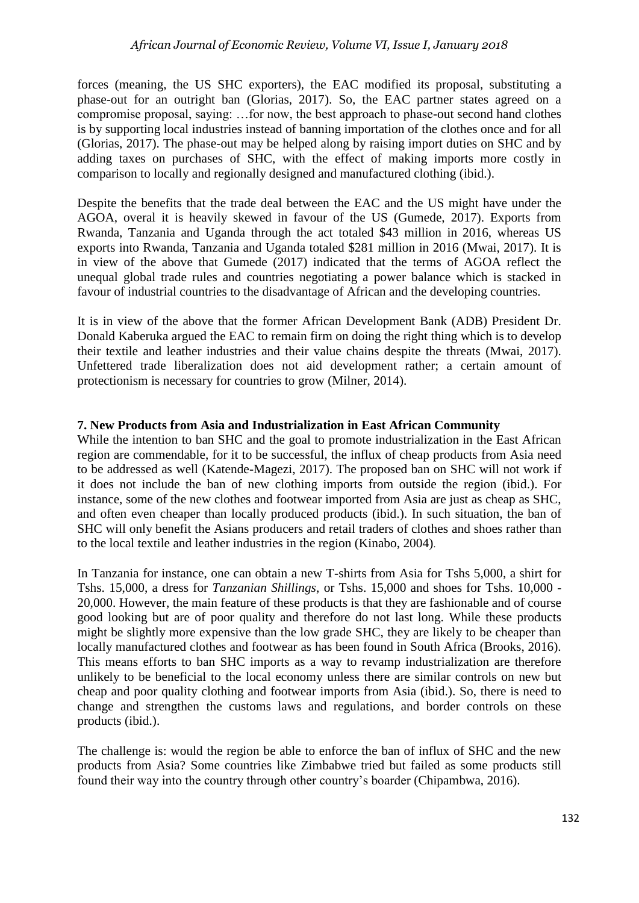forces (meaning, the US SHC exporters), the EAC modified its proposal, substituting a phase-out for an outright ban (Glorias, 2017). So, the EAC partner states agreed on a compromise proposal, saying: …for now, the best approach to phase-out second hand clothes is by supporting local industries instead of banning importation of the clothes once and for all (Glorias, 2017). The phase-out may be helped along by raising import duties on SHC and by adding taxes on purchases of SHC, with the effect of making imports more costly in comparison to locally and regionally designed and manufactured clothing (ibid.).

Despite the benefits that the trade deal between the EAC and the US might have under the AGOA, overal it is heavily skewed in favour of the US (Gumede, 2017). Exports from Rwanda, Tanzania and Uganda through the act totaled \$43 million in 2016, whereas US exports into Rwanda, Tanzania and Uganda totaled \$281 million in 2016 (Mwai, 2017). It is in view of the above that Gumede (2017) indicated that the terms of AGOA reflect the unequal global trade rules and countries negotiating a power balance which is stacked in favour of industrial countries to the disadvantage of African and the developing countries.

It is in view of the above that the former African Development Bank (ADB) President Dr. Donald Kaberuka argued the EAC to remain firm on doing the right thing which is to develop their textile and leather industries and their value chains despite the threats (Mwai, 2017). Unfettered trade liberalization does not aid development rather; a certain amount of protectionism is necessary for countries to grow (Milner, 2014).

## 7. New Products from Asia and Industrialization in East African Community

While the intention to ban SHC and the goal to promote industrialization in the East African region are commendable, for it to be successful, the influx of cheap products from Asia need to be addressed as well (Katende-Magezi, 2017). The proposed ban on SHC will not work if it does not include the ban of new clothing imports from outside the region (ibid.). For instance, some of the new clothes and footwear imported from Asia are just as cheap as SHC, and often even cheaper than locally produced products (ibid.). In such situation, the ban of SHC will only benefit the Asians producers and retail traders of clothes and shoes rather than to the local textile and leather industries in the region (Kinabo, 2004).

In Tanzania for instance, one can obtain a new T-shirts from Asia for Tshs 5,000, a shirt for Tshs. 15,000, a dress for *Tanzanian Shillings*, or Tshs. 15,000 and shoes for Tshs. 10,000 - 20,000. However, the main feature of these products is that they are fashionable and of course good looking but are of poor quality and therefore do not last long. While these products might be slightly more expensive than the low grade SHC, they are likely to be cheaper than locally manufactured clothes and footwear as has been found in South Africa (Brooks, 2016). This means efforts to ban SHC imports as a way to revamp industrialization are therefore unlikely to be beneficial to the local economy unless there are similar controls on new but cheap and poor quality clothing and footwear imports from Asia (ibid.). So, there is need to change and strengthen the customs laws and regulations, and border controls on these products (ibid.).

The challenge is: would the region be able to enforce the ban of influx of SHC and the new products from Asia? Some countries like Zimbabwe tried but failed as some products still found their way into the country through other country's boarder (Chipambwa, 2016).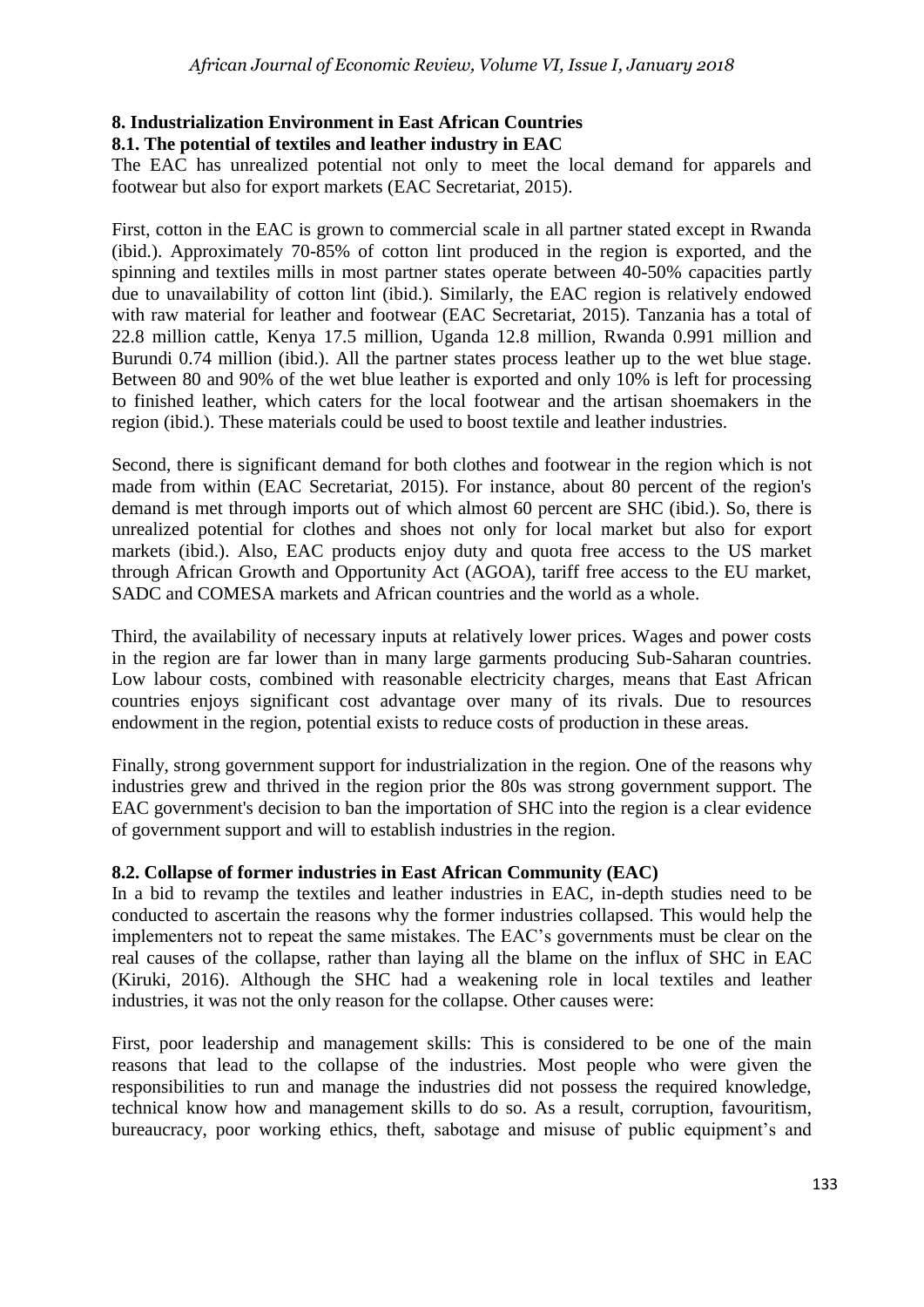## 8. Industrialization Environment in East African Countries

### 8.1. The potential of textiles and leather industry in EAC

The EAC has unrealized potential not only to meet the local demand for apparels and footwear but also for export markets (EAC Secretariat, 2015).

First, cotton in the EAC is grown to commercial scale in all partner stated except in Rwanda (ibid.). Approximately 70-85% of cotton lint produced in the region is exported, and the spinning and textiles mills in most partner states operate between 40-50% capacities partly due to unavailability of cotton lint (ibid.). Similarly, the EAC region is relatively endowed with raw material for leather and footwear (EAC Secretariat, 2015). Tanzania has a total of 22.8 million cattle, Kenya 17.5 million, Uganda 12.8 million, Rwanda 0.991 million and Burundi 0.74 million (ibid.). All the partner states process leather up to the wet blue stage. Between 80 and 90% of the wet blue leather is exported and only 10% is left for processing to finished leather, which caters for the local footwear and the artisan shoemakers in the region (ibid.). These materials could be used to boost textile and leather industries.

Second, there is significant demand for both clothes and footwear in the region which is not made from within (EAC Secretariat, 2015). For instance, about 80 percent of the region's demand is met through imports out of which almost 60 percent are SHC (ibid.). So, there is unrealized potential for clothes and shoes not only for local market but also for export markets (ibid.). Also, EAC products enjoy duty and quota free access to the US market through African Growth and Opportunity Act (AGOA), tariff free access to the EU market, SADC and COMESA markets and African countries and the world as a whole.

Third, the availability of necessary inputs at relatively lower prices. Wages and power costs in the region are far lower than in many large garments producing Sub-Saharan countries. Low labour costs, combined with reasonable electricity charges, means that East African countries enjoys significant cost advantage over many of its rivals. Due to resources endowment in the region, potential exists to reduce costs of production in these areas.

Finally, strong government support for industrialization in the region. One of the reasons why industries grew and thrived in the region prior the 80s was strong government support. The EAC government's decision to ban the importation of SHC into the region is a clear evidence of government support and will to establish industries in the region.

### 8.2. Collapse of former industries in East African Community (EAC)

In a bid to revamp the textiles and leather industries in EAC, in-depth studies need to be conducted to ascertain the reasons why the former industries collapsed. This would help the implementers not to repeat the same mistakes. The EAC's governments must be clear on the real causes of the collapse, rather than laying all the blame on the influx of SHC in EAC (Kiruki, 2016). Although the SHC had a weakening role in local textiles and leather industries, it was not the only reason for the collapse. Other causes were:

First, poor leadership and management skills: This is considered to be one of the main reasons that lead to the collapse of the industries. Most people who were given the responsibilities to run and manage the industries did not possess the required knowledge, technical know how and management skills to do so. As a result, corruption, favouritism, bureaucracy, poor working ethics, theft, sabotage and misuse of public equipment's and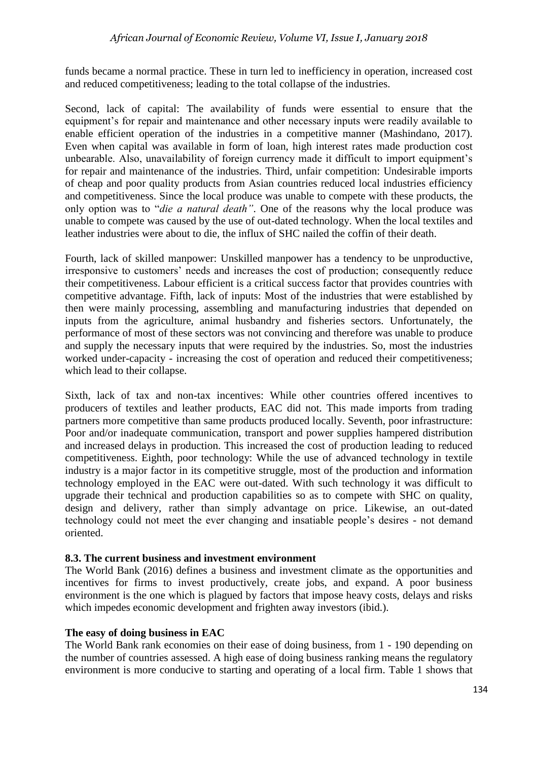funds became a normal practice. These in turn led to inefficiency in operation, increased cost and reduced competitiveness; leading to the total collapse of the industries.

Second, lack of capital: The availability of funds were essential to ensure that the equipment's for repair and maintenance and other necessary inputs were readily available to enable efficient operation of the industries in a competitive manner (Mashindano, 2017). Even when capital was available in form of loan, high interest rates made production cost unbearable. Also, unavailability of foreign currency made it difficult to import equipment's for repair and maintenance of the industries. Third, unfair competition: Undesirable imports of cheap and poor quality products from Asian countries reduced local industries efficiency and competitiveness. Since the local produce was unable to compete with these products, the only option was to "*die a natural death"*. One of the reasons why the local produce was unable to compete was caused by the use of out-dated technology. When the local textiles and leather industries were about to die, the influx of SHC nailed the coffin of their death.

Fourth, lack of skilled manpower: Unskilled manpower has a tendency to be unproductive, irresponsive to customers' needs and increases the cost of production; consequently reduce their competitiveness. Labour efficient is a critical success factor that provides countries with competitive advantage. Fifth, lack of inputs: Most of the industries that were established by then were mainly processing, assembling and manufacturing industries that depended on inputs from the agriculture, animal husbandry and fisheries sectors. Unfortunately, the performance of most of these sectors was not convincing and therefore was unable to produce and supply the necessary inputs that were required by the industries. So, most the industries worked under-capacity - increasing the cost of operation and reduced their competitiveness; which lead to their collapse.

Sixth, lack of tax and non-tax incentives: While other countries offered incentives to producers of textiles and leather products, EAC did not. This made imports from trading partners more competitive than same products produced locally. Seventh, poor infrastructure: Poor and/or inadequate communication, transport and power supplies hampered distribution and increased delays in production. This increased the cost of production leading to reduced competitiveness. Eighth, poor technology: While the use of advanced technology in textile industry is a major factor in its competitive struggle, most of the production and information technology employed in the EAC were out-dated. With such technology it was difficult to upgrade their technical and production capabilities so as to compete with SHC on quality, design and delivery, rather than simply advantage on price. Likewise, an out-dated technology could not meet the ever changing and insatiable people's desires - not demand oriented.

### 8.3. The current business and investment environment

The World Bank (2016) defines a business and investment climate as the opportunities and incentives for firms to invest productively, create jobs, and expand. A poor business environment is the one which is plagued by factors that impose heavy costs, delays and risks which impedes economic development and frighten away investors (ibid.).

#### The easy of doing business in EAC

The World Bank rank economies on their ease of doing business, from 1 - 190 depending on the number of countries assessed. A high ease of doing business ranking means the regulatory environment is more conducive to starting and operating of a local firm. Table 1 shows that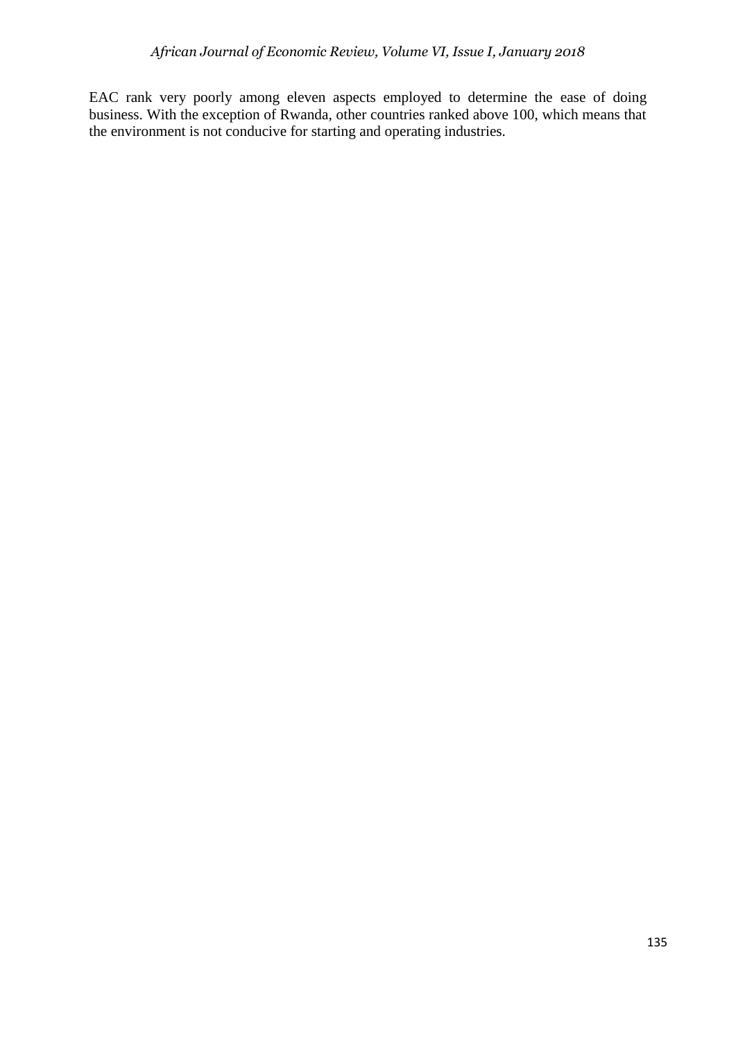EAC rank very poorly among eleven aspects employed to determine the ease of doing business. With the exception of Rwanda, other countries ranked above 100, which means that the environment is not conducive for starting and operating industries.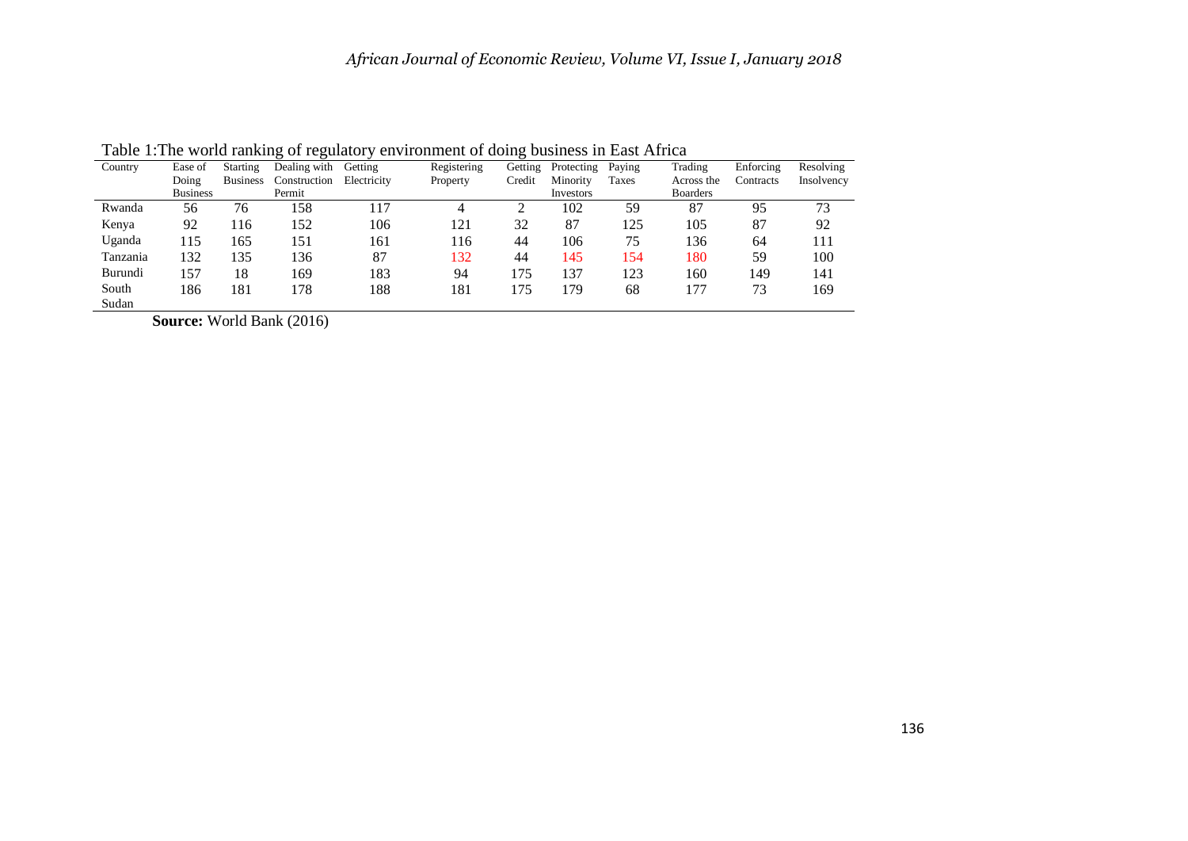Table 1:The world ranking of regulatory environment of doing business in East Africa

| Country | Ease of Doing Business | Starting Business | Dealing with Construction Permit | Getting Electricity | Registering Property | Getting Credit | Protecting Minority Investors | Paying Taxes | Trading Across the Boarders | Enforcing Contracts | Resolving Insolvency |
|---|---|---|---|---|---|---|---|---|---|---|---|
| Rwanda | 56 | 76 | 158 | 117 | 4 | 2 | 102 | 59 | 87 | 95 | 73 |
| Kenya | 92 | 116 | 152 | 106 | 121 | 32 | 87 | 125 | 105 | 87 | 92 |
| Uganda | 115 | 165 | 151 | 161 | 116 | 44 | 106 | 75 | 136 | 64 | 111 |
| Tanzania | 132 | 135 | 136 | 87 | 132 | 44 | 145 | 154 | 180 | 59 | 100 |
| Burundi | 157 | 18 | 169 | 183 | 94 | 175 | 137 | 123 | 160 | 149 | 141 |
| South Sudan | 186 | 181 | 178 | 188 | 181 | 175 | 179 | 68 | 177 | 73 | 169 |

**Source:** World Bank (2016)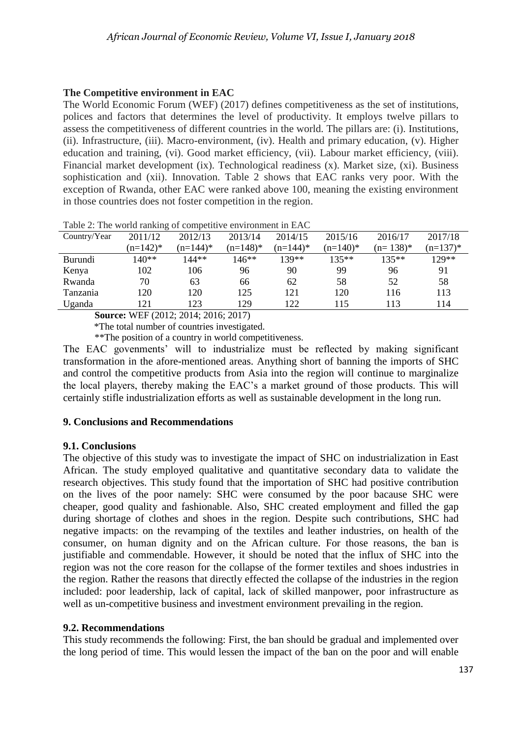**The Competitive environment in EAC**

The World Economic Forum (WEF) (2017) defines competitiveness as the set of institutions, polices and factors that determines the level of productivity. It employs twelve pillars to assess the competitiveness of different countries in the world. The pillars are: (i). Institutions, (ii). Infrastructure, (iii). Macro-environment, (iv). Health and primary education, (v). Higher education and training, (vi). Good market efficiency, (vii). Labour market efficiency, (viii). Financial market development (ix). Technological readiness (x). Market size, (xi). Business sophistication and (xii). Innovation. Table 2 shows that EAC ranks very poor. With the exception of Rwanda, other EAC were ranked above 100, meaning the existing environment in those countries does not foster competition in the region.

Table 2: The world ranking of competitive environment in EAC

| Country/Year | 2011/12 (n=142)* | 2012/13 (n=144)* | 2013/14 (n=148)* | 2014/15 (n=144)* | 2015/16 (n=140)* | 2016/17 (n= 138)* | 2017/18 (n=137)* |
|---|---|---|---|---|---|---|---|
| Burundi | 140** | 144** | 146** | 139** | 135** | 135** | 129** |
| Kenya | 102 | 106 | 96 | 90 | 99 | 96 | 91 |
| Rwanda | 70 | 63 | 66 | 62 | 58 | 52 | 58 |
| Tanzania | 120 | 120 | 125 | 121 | 120 | 116 | 113 |
| Uganda | 121 | 123 | 129 | 122 | 115 | 113 | 114 |

**Source:** WEF (2012; 2014; 2016; 2017)

*The total number of countries investigated.

**The position of a country in world competitiveness.

The EAC govenments' will to industrialize must be reflected by making significant transformation in the afore-mentioned areas. Anything short of banning the imports of SHC and control the competitive products from Asia into the region will continue to marginalize the local players, thereby making the EAC's a market ground of those products. This will certainly stifle industrialization efforts as well as sustainable development in the long run.

## 9. Conclusions and Recommendations

### 9.1. Conclusions

The objective of this study was to investigate the impact of SHC on industrialization in East African. The study employed qualitative and quantitative secondary data to validate the research objectives. This study found that the importation of SHC had positive contribution on the lives of the poor namely: SHC were consumed by the poor bacause SHC were cheaper, good quality and fashionable. Also, SHC created employment and filled the gap during shortage of clothes and shoes in the region. Despite such contributions, SHC had negative impacts: on the revamping of the textiles and leather industries, on health of the consumer, on human dignity and on the African culture. For those reasons, the ban is justifiable and commendable. However, it should be noted that the influx of SHC into the region was not the core reason for the collapse of the former textiles and shoes industries in the region. Rather the reasons that directly effected the collapse of the industries in the region included: poor leadership, lack of capital, lack of skilled manpower, poor infrastructure as well as un-competitive business and investment environment prevailing in the region.

### 9.2. Recommendations

This study recommends the following: First, the ban should be gradual and implemented over the long period of time. This would lessen the impact of the ban on the poor and will enable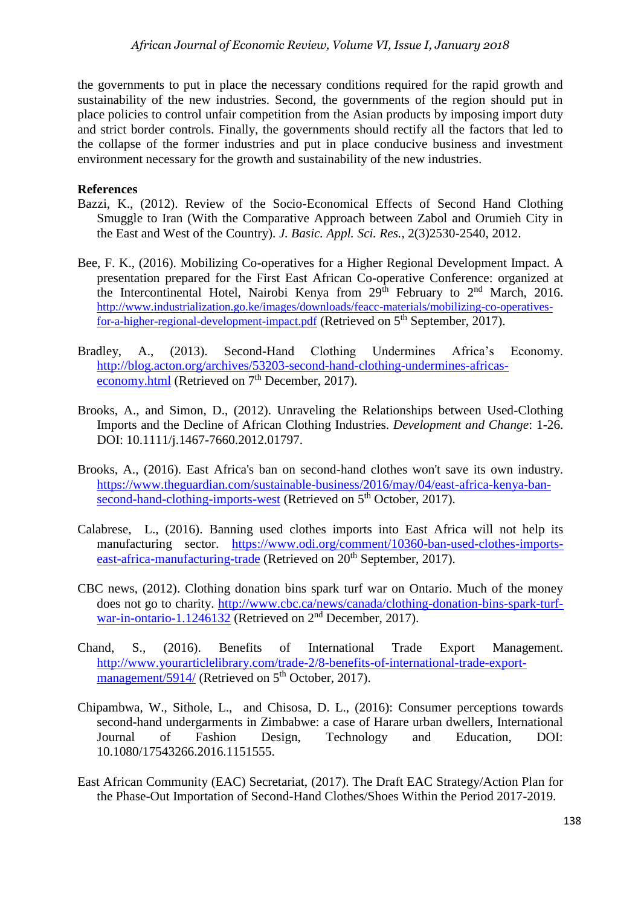the governments to put in place the necessary conditions required for the rapid growth and sustainability of the new industries. Second, the governments of the region should put in place policies to control unfair competition from the Asian products by imposing import duty and strict border controls. Finally, the governments should rectify all the factors that led to the collapse of the former industries and put in place conducive business and investment environment necessary for the growth and sustainability of the new industries.

## References

Bazzi, K., (2012). Review of the Socio-Economical Effects of Second Hand Clothing Smuggle to Iran (With the Comparative Approach between Zabol and Orumieh City in the East and West of the Country). *J. Basic. Appl. Sci. Res.*, 2(3)2530-2540, 2012.

Bee, F. K., (2016). Mobilizing Co-operatives for a Higher Regional Development Impact. A presentation prepared for the First East African Co-operative Conference: organized at the Intercontinental Hotel, Nairobi Kenya from 29th February to 2nd March, 2016. http://www.industrialization.go.ke/images/downloads/feacc-materials/mobilizing-co-operatives-for-a-higher-regional-development-impact.pdf (Retrieved on 5th September, 2017).

Bradley, A., (2013). Second-Hand Clothing Undermines Africa's Economy. http://blog.acton.org/archives/53203-second-hand-clothing-undermines-africas-economy.html (Retrieved on 7th December, 2017).

Brooks, A., and Simon, D., (2012). Unraveling the Relationships between Used-Clothing Imports and the Decline of African Clothing Industries. *Development and Change*: 1-26. DOI: 10.1111/j.1467-7660.2012.01797.

Brooks, A., (2016). East Africa's ban on second-hand clothes won't save its own industry. https://www.theguardian.com/sustainable-business/2016/may/04/east-africa-kenya-ban-second-hand-clothing-imports-west (Retrieved on 5th October, 2017).

Calabrese, L., (2016). Banning used clothes imports into East Africa will not help its manufacturing sector. https://www.odi.org/comment/10360-ban-used-clothes-imports-east-africa-manufacturing-trade (Retrieved on 20th September, 2017).

CBC news, (2012). Clothing donation bins spark turf war on Ontario. Much of the money does not go to charity. http://www.cbc.ca/news/canada/clothing-donation-bins-spark-turf-war-in-ontario-1.1246132 (Retrieved on 2nd December, 2017).

Chand, S., (2016). Benefits of International Trade Export Management. http://www.yourarticlelibrary.com/trade-2/8-benefits-of-international-trade-export-management/5914/ (Retrieved on 5th October, 2017).

Chipambwa, W., Sithole, L., and Chisosa, D. L., (2016): Consumer perceptions towards second-hand undergarments in Zimbabwe: a case of Harare urban dwellers, International Journal of Fashion Design, Technology and Education, DOI: 10.1080/17543266.2016.1151555.

East African Community (EAC) Secretariat, (2017). The Draft EAC Strategy/Action Plan for the Phase-Out Importation of Second-Hand Clothes/Shoes Within the Period 2017-2019.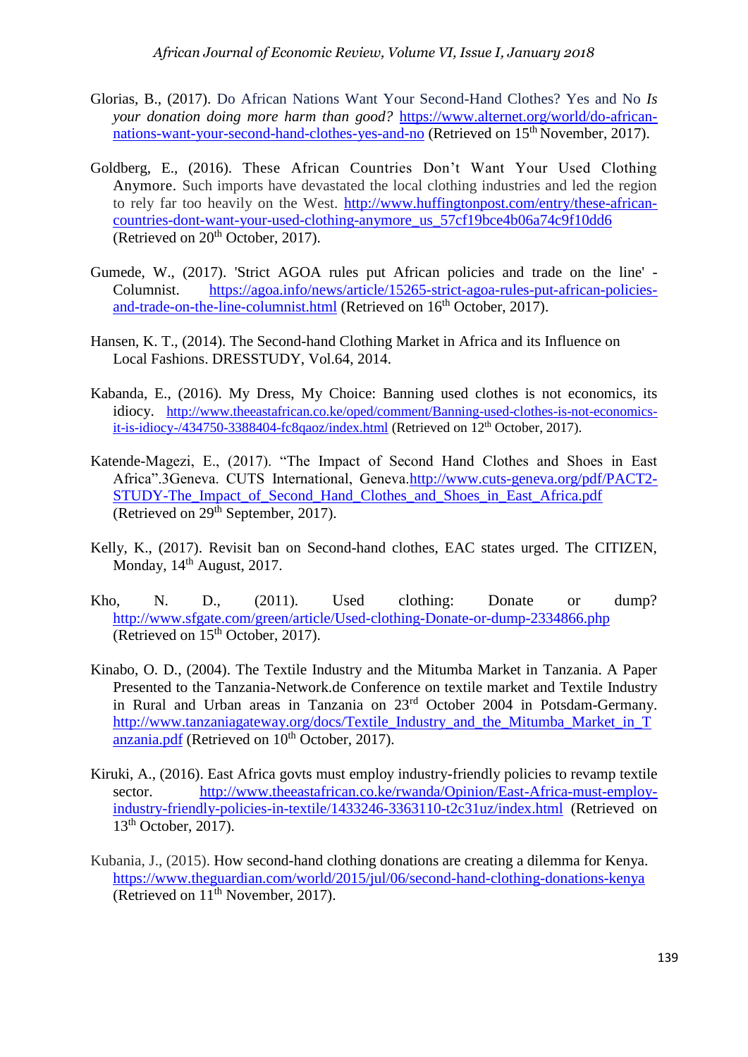Glorias, B., (2017). Do African Nations Want Your Second-Hand Clothes? Yes and No *Is your donation doing more harm than good?* https://www.alternet.org/world/do-african-nations-want-your-second-hand-clothes-yes-and-no (Retrieved on 15th November, 2017).

Goldberg, E., (2016). These African Countries Don't Want Your Used Clothing Anymore. Such imports have devastated the local clothing industries and led the region to rely far too heavily on the West. http://www.huffingtonpost.com/entry/these-african-countries-dont-want-your-used-clothing-anymore_us_57cf19bce4b06a74c9f10dd6 (Retrieved on 20th October, 2017).

Gumede, W., (2017). 'Strict AGOA rules put African policies and trade on the line' - Columnist. https://agoa.info/news/article/15265-strict-agoa-rules-put-african-policies-and-trade-on-the-line-columnist.html (Retrieved on 16th October, 2017).

Hansen, K. T., (2014). The Second-hand Clothing Market in Africa and its Influence on Local Fashions. DRESSTUDY, Vol.64, 2014.

Kabanda, E., (2016). My Dress, My Choice: Banning used clothes is not economics, its idiocy. http://www.theeastafrican.co.ke/oped/comment/Banning-used-clothes-is-not-economics-it-is-idiocy-/434750-3388404-fc8qaoz/index.html (Retrieved on 12th October, 2017).

Katende-Magezi, E., (2017). "The Impact of Second Hand Clothes and Shoes in East Africa".3Geneva. CUTS International, Geneva.http://www.cuts-geneva.org/pdf/PACT2-STUDY-The_Impact_of_Second_Hand_Clothes_and_Shoes_in_East_Africa.pdf (Retrieved on 29th September, 2017).

Kelly, K., (2017). Revisit ban on Second-hand clothes, EAC states urged. The CITIZEN, Monday, 14th August, 2017.

Kho, N. D., (2011). Used clothing: Donate or dump? http://www.sfgate.com/green/article/Used-clothing-Donate-or-dump-2334866.php (Retrieved on 15th October, 2017).

Kinabo, O. D., (2004). The Textile Industry and the Mitumba Market in Tanzania. A Paper Presented to the Tanzania-Network.de Conference on textile market and Textile Industry in Rural and Urban areas in Tanzania on 23rd October 2004 in Potsdam-Germany. http://www.tanzaniagateway.org/docs/Textile_Industry_and_the_Mitumba_Market_in_Tanzania.pdf (Retrieved on 10th October, 2017).

Kiruki, A., (2016). East Africa govts must employ industry-friendly policies to revamp textile sector. http://www.theeastafrican.co.ke/rwanda/Opinion/East-Africa-must-employ-industry-friendly-policies-in-textile/1433246-3363110-t2c31uz/index.html (Retrieved on 13th October, 2017).

Kubania, J., (2015). How second-hand clothing donations are creating a dilemma for Kenya. https://www.theguardian.com/world/2015/jul/06/second-hand-clothing-donations-kenya (Retrieved on 11th November, 2017).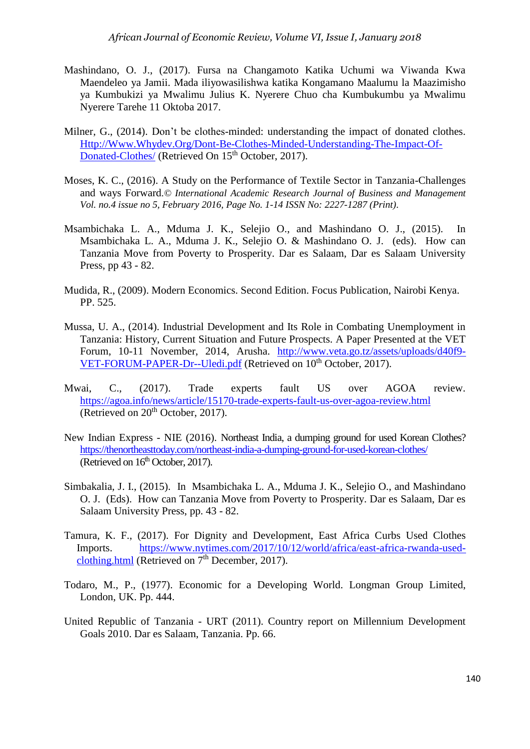Mashindano, O. J., (2017). Fursa na Changamoto Katika Uchumi wa Viwanda Kwa Maendeleo ya Jamii. Mada iliyowasilishwa katika Kongamano Maalumu la Maazimisho ya Kumbukizi ya Mwalimu Julius K. Nyerere Chuo cha Kumbukumbu ya Mwalimu Nyerere Tarehe 11 Oktoba 2017.

Milner, G., (2014). Don't be clothes-minded: understanding the impact of donated clothes. [Http://Www.Whydev.Org/Dont-Be-Clothes-Minded-Understanding-The-Impact-Of-Donated-Clothes/](Http://Www.Whydev.Org/Dont-Be-Clothes-Minded-Understanding-The-Impact-Of-Donated-Clothes/) (Retrieved On 15th October, 2017).

Moses, K. C., (2016). A Study on the Performance of Textile Sector in Tanzania-Challenges and ways Forward.© *International Academic Research Journal of Business and Management Vol. no.4 issue no 5, February 2016, Page No. 1-14 ISSN No: 2227-1287 (Print).*

Msambichaka L. A., Mduma J. K., Selejio O., and Mashindano O. J., (2015). In Msambichaka L. A., Mduma J. K., Selejio O. & Mashindano O. J. (eds). How can Tanzania Move from Poverty to Prosperity. Dar es Salaam, Dar es Salaam University Press, pp 43 - 82.

Mudida, R., (2009). Modern Economics. Second Edition. Focus Publication, Nairobi Kenya. PP. 525.

Mussa, U. A., (2014). Industrial Development and Its Role in Combating Unemployment in Tanzania: History, Current Situation and Future Prospects. A Paper Presented at the VET Forum, 10-11 November, 2014, Arusha. [http://www.veta.go.tz/assets/uploads/d40f9-VET-FORUM-PAPER-Dr--Uledi.pdf](http://www.veta.go.tz/assets/uploads/d40f9-VET-FORUM-PAPER-Dr--Uledi.pdf) (Retrieved on 10th October, 2017).

Mwai, C., (2017). Trade experts fault US over AGOA review. [https://agoa.info/news/article/15170-trade-experts-fault-us-over-agoa-review.html](https://agoa.info/news/article/15170-trade-experts-fault-us-over-agoa-review.html) (Retrieved on 20th October, 2017).

New Indian Express - NIE (2016). Northeast India, a dumping ground for used Korean Clothes? [https://thenortheasttoday.com/northeast-india-a-dumping-ground-for-used-korean-clothes/](https://thenortheasttoday.com/northeast-india-a-dumping-ground-for-used-korean-clothes/) (Retrieved on 16th October, 2017).

Simbakalia, J. I., (2015). In Msambichaka L. A., Mduma J. K., Selejio O., and Mashindano O. J. (Eds). How can Tanzania Move from Poverty to Prosperity. Dar es Salaam, Dar es Salaam University Press, pp. 43 - 82.

Tamura, K. F., (2017). For Dignity and Development, East Africa Curbs Used Clothes Imports. [https://www.nytimes.com/2017/10/12/world/africa/east-africa-rwanda-used-clothing.html](https://www.nytimes.com/2017/10/12/world/africa/east-africa-rwanda-used-clothing.html) (Retrieved on 7th December, 2017).

Todaro, M., P., (1977). Economic for a Developing World. Longman Group Limited, London, UK. Pp. 444.

United Republic of Tanzania - URT (2011). Country report on Millennium Development Goals 2010. Dar es Salaam, Tanzania. Pp. 66.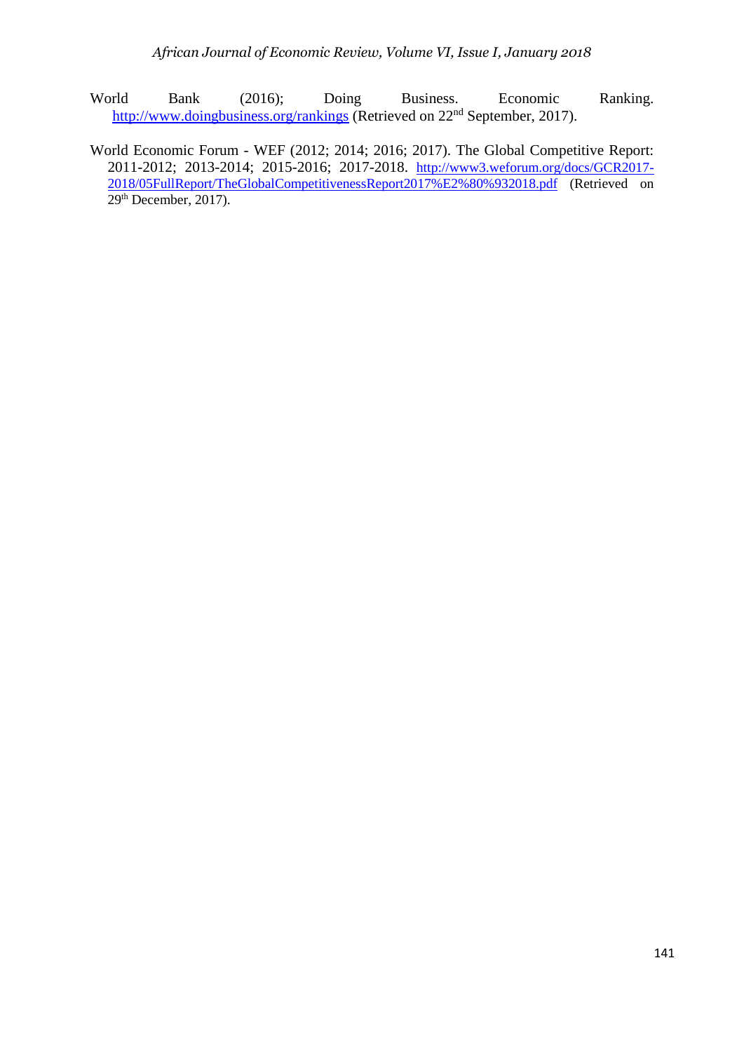World Bank (2016); Doing Business. Economic Ranking. http://www.doingbusiness.org/rankings (Retrieved on 22nd September, 2017).

World Economic Forum - WEF (2012; 2014; 2016; 2017). The Global Competitive Report: 2011-2012; 2013-2014; 2015-2016; 2017-2018. http://www3.weforum.org/docs/GCR2017-2018/05FullReport/TheGlobalCompetitivenessReport2017%E2%80%932018.pdf (Retrieved on 29th December, 2017).